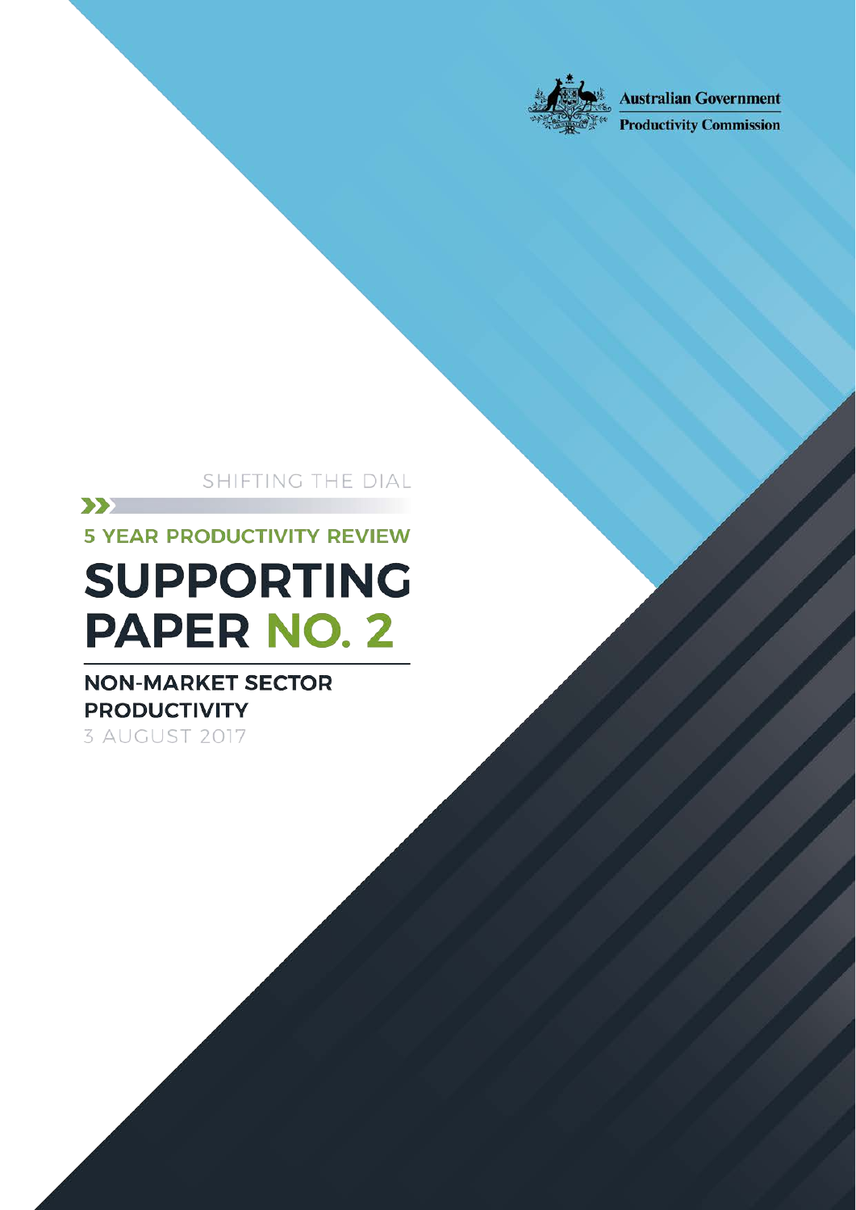Australian Government

Productivity Commission

SHIFTING THE DIAL

5 YEAR PRODUCTIVITY REVIEW

# SUPPORTING PAPER NO. 2

## NON-MARKET SECTOR PRODUCTIVITY

3 AUGUST 2017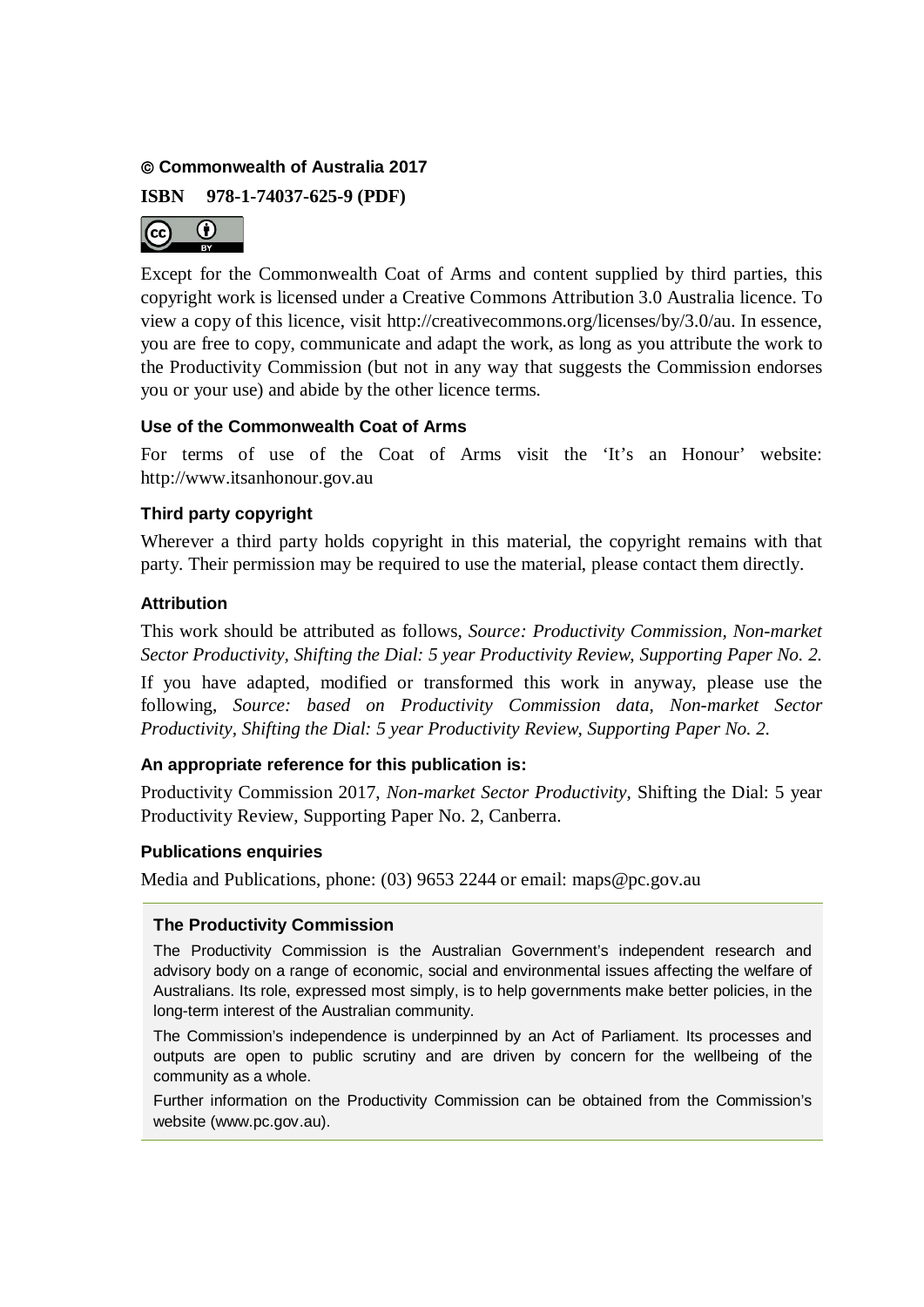**© Commonwealth of Australia 2017**

**ISBN 978-1-74037-625-9 (PDF)**

Except for the Commonwealth Coat of Arms and content supplied by third parties, this copyright work is licensed under a Creative Commons Attribution 3.0 Australia licence. To view a copy of this licence, visit http://creativecommons.org/licenses/by/3.0/au. In essence, you are free to copy, communicate and adapt the work, as long as you attribute the work to the Productivity Commission (but not in any way that suggests the Commission endorses you or your use) and abide by the other licence terms.

### Use of the Commonwealth Coat of Arms

For terms of use of the Coat of Arms visit the 'It's an Honour' website: http://www.itsanhonour.gov.au

### Third party copyright

Wherever a third party holds copyright in this material, the copyright remains with that party. Their permission may be required to use the material, please contact them directly.

### Attribution

This work should be attributed as follows, *Source: Productivity Commission, Non-market Sector Productivity, Shifting the Dial: 5 year Productivity Review, Supporting Paper No. 2.*

If you have adapted, modified or transformed this work in anyway, please use the following, *Source: based on Productivity Commission data, Non-market Sector Productivity, Shifting the Dial: 5 year Productivity Review, Supporting Paper No. 2.*

### An appropriate reference for this publication is:

Productivity Commission 2017, *Non-market Sector Productivity*, Shifting the Dial: 5 year Productivity Review, Supporting Paper No. 2, Canberra.

### Publications enquiries

Media and Publications, phone: (03) 9653 2244 or email: maps@pc.gov.au

### The Productivity Commission

The Productivity Commission is the Australian Government's independent research and advisory body on a range of economic, social and environmental issues affecting the welfare of Australians. Its role, expressed most simply, is to help governments make better policies, in the long-term interest of the Australian community.

The Commission's independence is underpinned by an Act of Parliament. Its processes and outputs are open to public scrutiny and are driven by concern for the wellbeing of the community as a whole.

Further information on the Productivity Commission can be obtained from the Commission's website (www.pc.gov.au).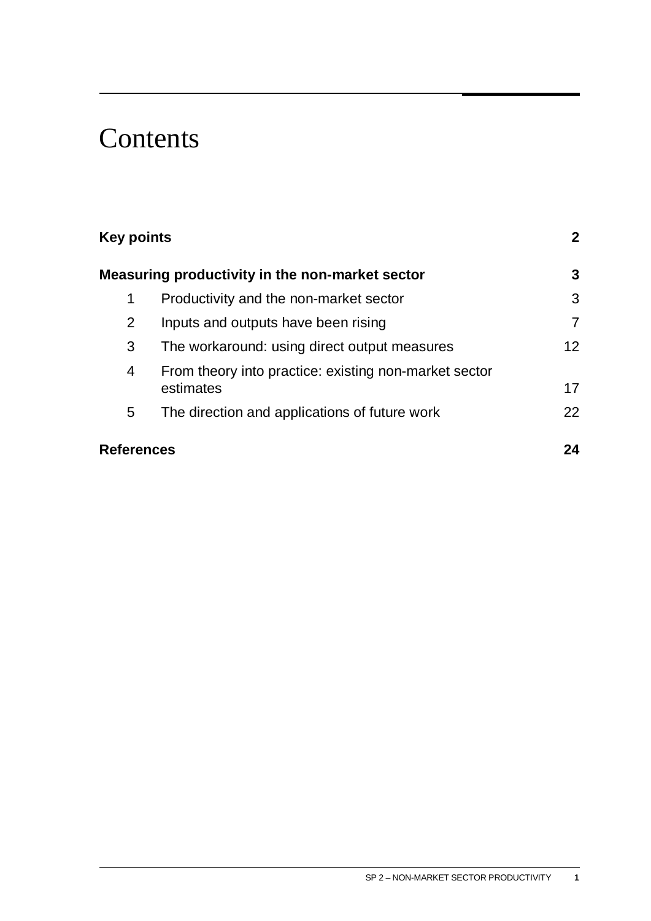# Contents

| | | |
|---|---|---|
| **Key points** | | **2** |
| **Measuring productivity in the non-market sector** | | **3** |
| 1 | Productivity and the non-market sector | 3 |
| 2 | Inputs and outputs have been rising | 7 |
| 3 | The workaround: using direct output measures | 12 |
| 4 | From theory into practice: existing non-market sector estimates | 17 |
| 5 | The direction and applications of future work | 22 |
| **References** | | **24** |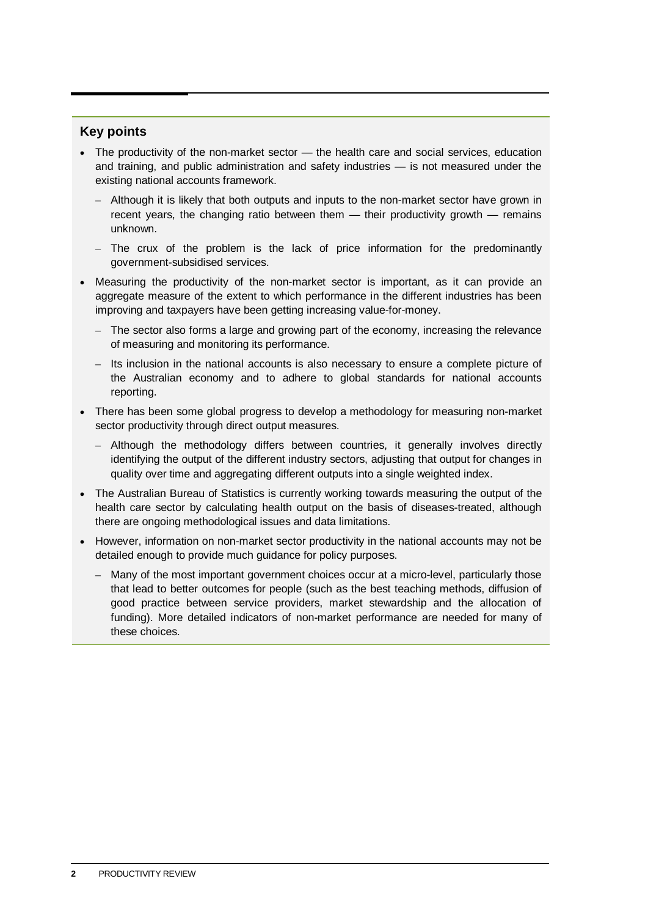## Key points

- The productivity of the non-market sector — the health care and social services, education and training, and public administration and safety industries — is not measured under the existing national accounts framework.
  - Although it is likely that both outputs and inputs to the non-market sector have grown in recent years, the changing ratio between them — their productivity growth — remains unknown.
  - The crux of the problem is the lack of price information for the predominantly government-subsidised services.
- Measuring the productivity of the non-market sector is important, as it can provide an aggregate measure of the extent to which performance in the different industries has been improving and taxpayers have been getting increasing value-for-money.
  - The sector also forms a large and growing part of the economy, increasing the relevance of measuring and monitoring its performance.
  - Its inclusion in the national accounts is also necessary to ensure a complete picture of the Australian economy and to adhere to global standards for national accounts reporting.
- There has been some global progress to develop a methodology for measuring non-market sector productivity through direct output measures.
  - Although the methodology differs between countries, it generally involves directly identifying the output of the different industry sectors, adjusting that output for changes in quality over time and aggregating different outputs into a single weighted index.
- The Australian Bureau of Statistics is currently working towards measuring the output of the health care sector by calculating health output on the basis of diseases-treated, although there are ongoing methodological issues and data limitations.
- However, information on non-market sector productivity in the national accounts may not be detailed enough to provide much guidance for policy purposes.
  - Many of the most important government choices occur at a micro-level, particularly those that lead to better outcomes for people (such as the best teaching methods, diffusion of good practice between service providers, market stewardship and the allocation of funding). More detailed indicators of non-market performance are needed for many of these choices.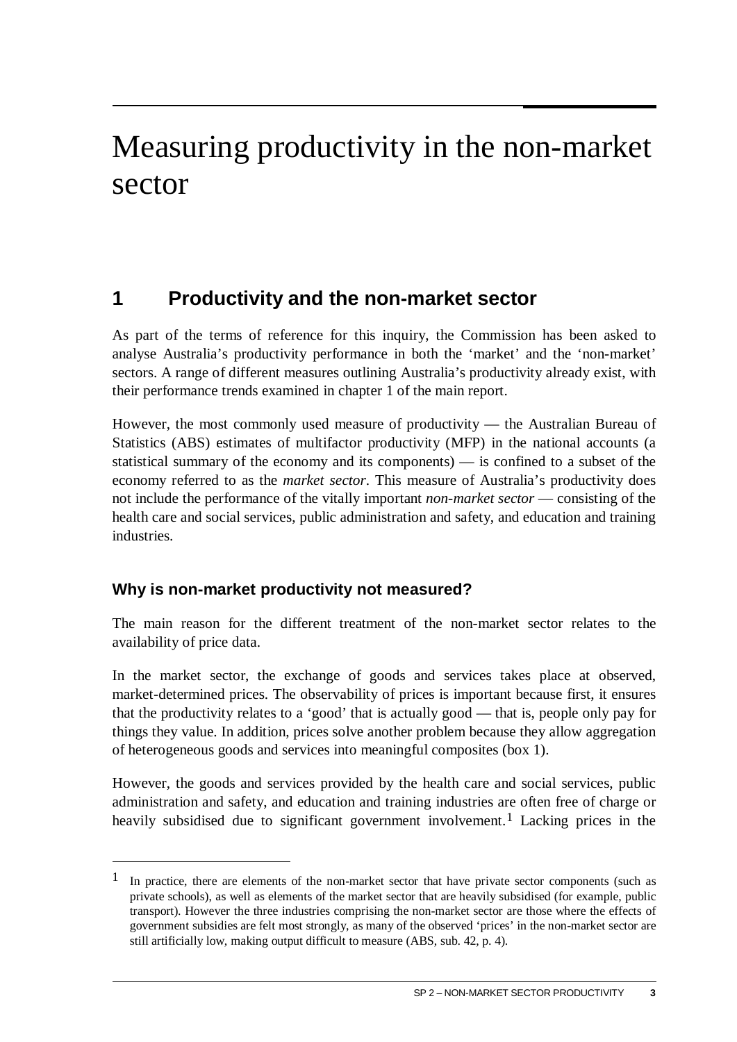# Measuring productivity in the non-market sector

## 1 Productivity and the non-market sector

As part of the terms of reference for this inquiry, the Commission has been asked to analyse Australia's productivity performance in both the 'market' and the 'non-market' sectors. A range of different measures outlining Australia's productivity already exist, with their performance trends examined in chapter 1 of the main report.

However, the most commonly used measure of productivity — the Australian Bureau of Statistics (ABS) estimates of multifactor productivity (MFP) in the national accounts (a statistical summary of the economy and its components) — is confined to a subset of the economy referred to as the *market sector*. This measure of Australia's productivity does not include the performance of the vitally important *non-market sector* — consisting of the health care and social services, public administration and safety, and education and training industries.

### Why is non-market productivity not measured?

The main reason for the different treatment of the non-market sector relates to the availability of price data.

In the market sector, the exchange of goods and services takes place at observed, market-determined prices. The observability of prices is important because first, it ensures that the productivity relates to a 'good' that is actually good — that is, people only pay for things they value. In addition, prices solve another problem because they allow aggregation of heterogeneous goods and services into meaningful composites (box 1).

However, the goods and services provided by the health care and social services, public administration and safety, and education and training industries are often free of charge or heavily subsidised due to significant government involvement.[1] Lacking prices in the

[1] In practice, there are elements of the non-market sector that have private sector components (such as private schools), as well as elements of the market sector that are heavily subsidised (for example, public transport). However the three industries comprising the non-market sector are those where the effects of government subsidies are felt most strongly, as many of the observed 'prices' in the non-market sector are still artificially low, making output difficult to measure (ABS, sub. 42, p. 4).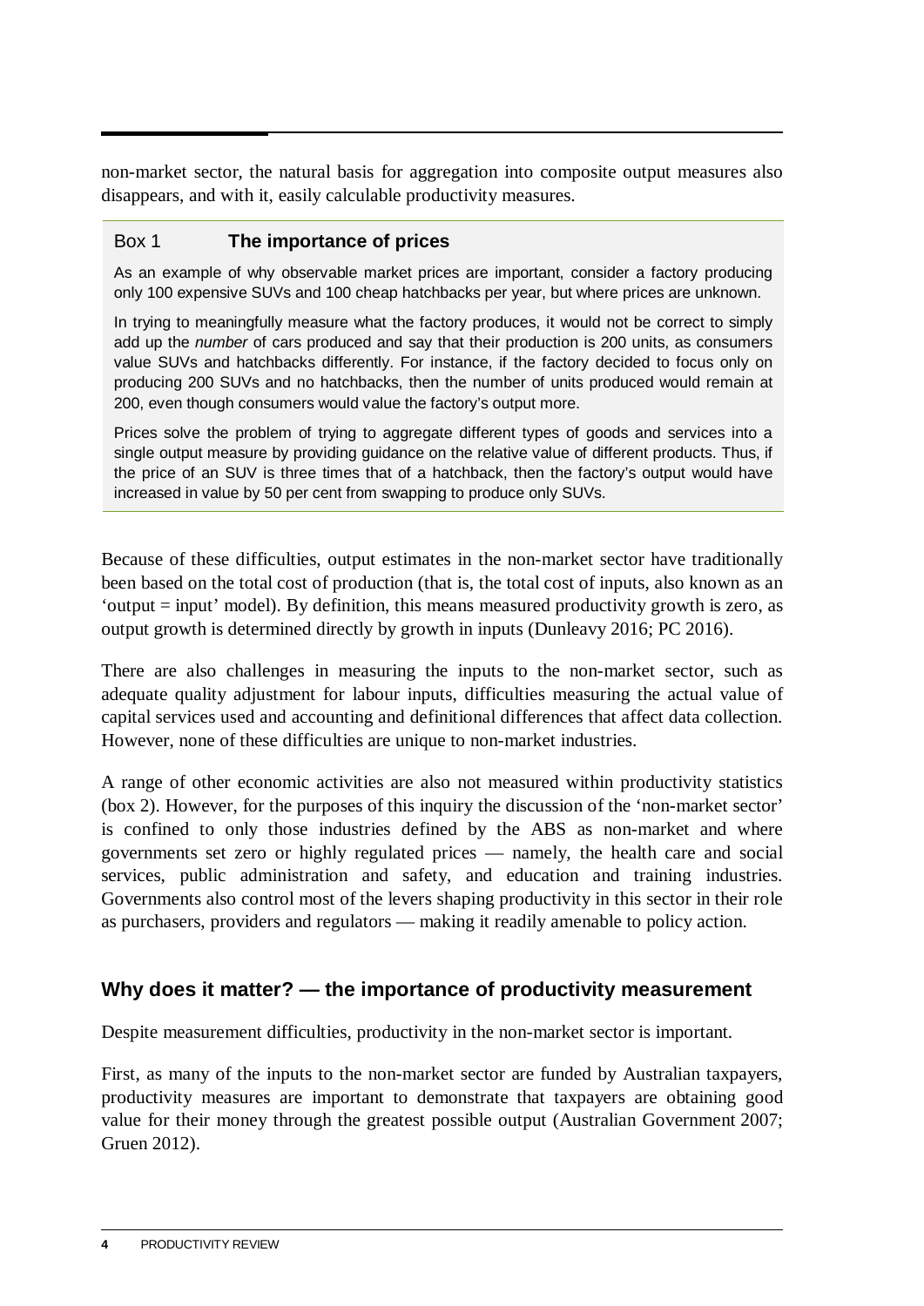non-market sector, the natural basis for aggregation into composite output measures also disappears, and with it, easily calculable productivity measures.

> **Box 1 The importance of prices**
>
> As an example of why observable market prices are important, consider a factory producing only 100 expensive SUVs and 100 cheap hatchbacks per year, but where prices are unknown.
>
> In trying to meaningfully measure what the factory produces, it would not be correct to simply add up the *number* of cars produced and say that their production is 200 units, as consumers value SUVs and hatchbacks differently. For instance, if the factory decided to focus only on producing 200 SUVs and no hatchbacks, then the number of units produced would remain at 200, even though consumers would value the factory's output more.
>
> Prices solve the problem of trying to aggregate different types of goods and services into a single output measure by providing guidance on the relative value of different products. Thus, if the price of an SUV is three times that of a hatchback, then the factory's output would have increased in value by 50 per cent from swapping to produce only SUVs.

Because of these difficulties, output estimates in the non-market sector have traditionally been based on the total cost of production (that is, the total cost of inputs, also known as an 'output = input' model). By definition, this means measured productivity growth is zero, as output growth is determined directly by growth in inputs (Dunleavy 2016; PC 2016).

There are also challenges in measuring the inputs to the non-market sector, such as adequate quality adjustment for labour inputs, difficulties measuring the actual value of capital services used and accounting and definitional differences that affect data collection. However, none of these difficulties are unique to non-market industries.

A range of other economic activities are also not measured within productivity statistics (box 2). However, for the purposes of this inquiry the discussion of the 'non-market sector' is confined to only those industries defined by the ABS as non-market and where governments set zero or highly regulated prices — namely, the health care and social services, public administration and safety, and education and training industries. Governments also control most of the levers shaping productivity in this sector in their role as purchasers, providers and regulators — making it readily amenable to policy action.

## Why does it matter? — the importance of productivity measurement

Despite measurement difficulties, productivity in the non-market sector is important.

First, as many of the inputs to the non-market sector are funded by Australian taxpayers, productivity measures are important to demonstrate that taxpayers are obtaining good value for their money through the greatest possible output (Australian Government 2007; Gruen 2012).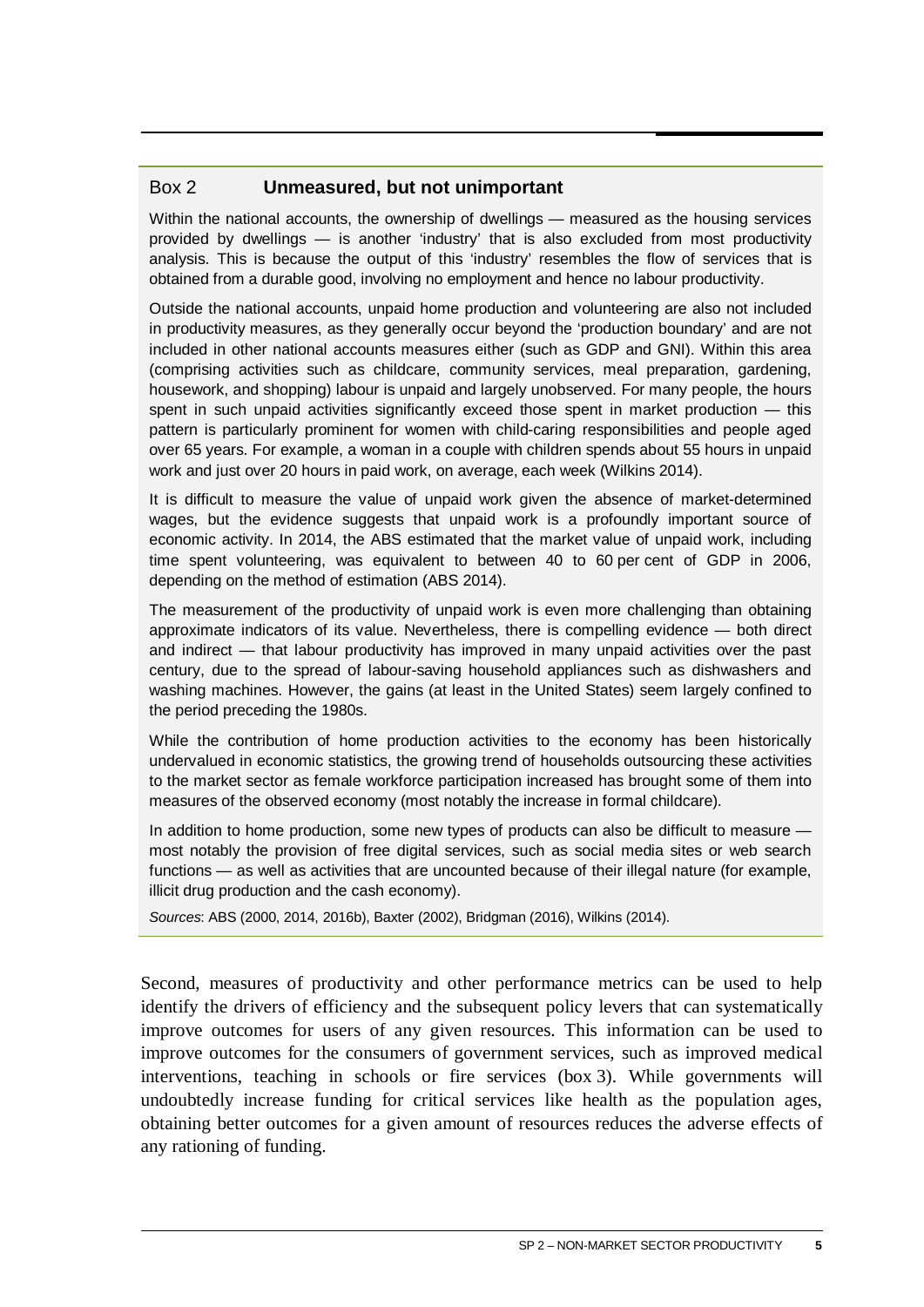### Box 2 **Unmeasured, but not unimportant**

Within the national accounts, the ownership of dwellings — measured as the housing services provided by dwellings — is another 'industry' that is also excluded from most productivity analysis. This is because the output of this 'industry' resembles the flow of services that is obtained from a durable good, involving no employment and hence no labour productivity.

Outside the national accounts, unpaid home production and volunteering are also not included in productivity measures, as they generally occur beyond the 'production boundary' and are not included in other national accounts measures either (such as GDP and GNI). Within this area (comprising activities such as childcare, community services, meal preparation, gardening, housework, and shopping) labour is unpaid and largely unobserved. For many people, the hours spent in such unpaid activities significantly exceed those spent in market production — this pattern is particularly prominent for women with child-caring responsibilities and people aged over 65 years. For example, a woman in a couple with children spends about 55 hours in unpaid work and just over 20 hours in paid work, on average, each week (Wilkins 2014).

It is difficult to measure the value of unpaid work given the absence of market-determined wages, but the evidence suggests that unpaid work is a profoundly important source of economic activity. In 2014, the ABS estimated that the market value of unpaid work, including time spent volunteering, was equivalent to between 40 to 60 per cent of GDP in 2006, depending on the method of estimation (ABS 2014).

The measurement of the productivity of unpaid work is even more challenging than obtaining approximate indicators of its value. Nevertheless, there is compelling evidence — both direct and indirect — that labour productivity has improved in many unpaid activities over the past century, due to the spread of labour-saving household appliances such as dishwashers and washing machines. However, the gains (at least in the United States) seem largely confined to the period preceding the 1980s.

While the contribution of home production activities to the economy has been historically undervalued in economic statistics, the growing trend of households outsourcing these activities to the market sector as female workforce participation increased has brought some of them into measures of the observed economy (most notably the increase in formal childcare).

In addition to home production, some new types of products can also be difficult to measure — most notably the provision of free digital services, such as social media sites or web search functions — as well as activities that are uncounted because of their illegal nature (for example, illicit drug production and the cash economy).

*Sources*: ABS (2000, 2014, 2016b), Baxter (2002), Bridgman (2016), Wilkins (2014).

Second, measures of productivity and other performance metrics can be used to help identify the drivers of efficiency and the subsequent policy levers that can systematically improve outcomes for users of any given resources. This information can be used to improve outcomes for the consumers of government services, such as improved medical interventions, teaching in schools or fire services (box 3). While governments will undoubtedly increase funding for critical services like health as the population ages, obtaining better outcomes for a given amount of resources reduces the adverse effects of any rationing of funding.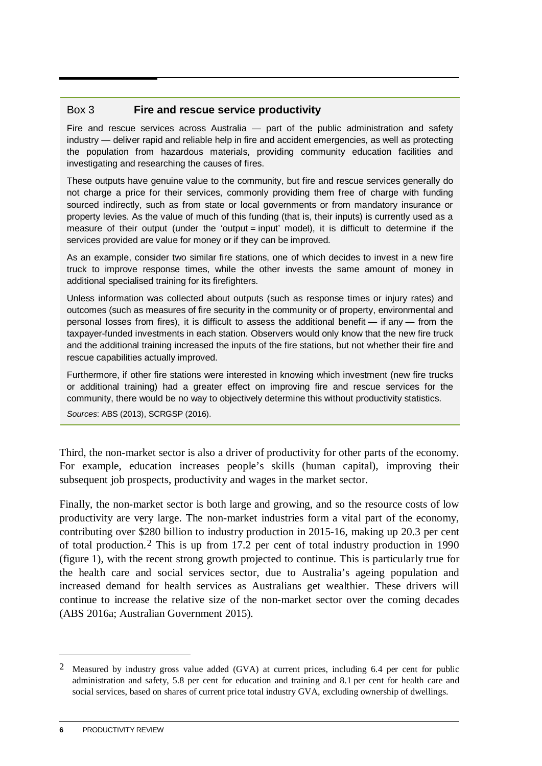### Box 3 Fire and rescue service productivity

Fire and rescue services across Australia — part of the public administration and safety industry — deliver rapid and reliable help in fire and accident emergencies, as well as protecting the population from hazardous materials, providing community education facilities and investigating and researching the causes of fires.

These outputs have genuine value to the community, but fire and rescue services generally do not charge a price for their services, commonly providing them free of charge with funding sourced indirectly, such as from state or local governments or from mandatory insurance or property levies. As the value of much of this funding (that is, their inputs) is currently used as a measure of their output (under the 'output = input' model), it is difficult to determine if the services provided are value for money or if they can be improved.

As an example, consider two similar fire stations, one of which decides to invest in a new fire truck to improve response times, while the other invests the same amount of money in additional specialised training for its firefighters.

Unless information was collected about outputs (such as response times or injury rates) and outcomes (such as measures of fire security in the community or of property, environmental and personal losses from fires), it is difficult to assess the additional benefit — if any — from the taxpayer-funded investments in each station. Observers would only know that the new fire truck and the additional training increased the inputs of the fire stations, but not whether their fire and rescue capabilities actually improved.

Furthermore, if other fire stations were interested in knowing which investment (new fire trucks or additional training) had a greater effect on improving fire and rescue services for the community, there would be no way to objectively determine this without productivity statistics.

*Sources*: ABS (2013), SCRGSP (2016).

Third, the non-market sector is also a driver of productivity for other parts of the economy. For example, education increases people's skills (human capital), improving their subsequent job prospects, productivity and wages in the market sector.

Finally, the non-market sector is both large and growing, and so the resource costs of low productivity are very large. The non-market industries form a vital part of the economy, contributing over $280 billion to industry production in 2015-16, making up 20.3 per cent of total production.[2] This is up from 17.2 per cent of total industry production in 1990 (figure 1), with the recent strong growth projected to continue. This is particularly true for the health care and social services sector, due to Australia's ageing population and increased demand for health services as Australians get wealthier. These drivers will continue to increase the relative size of the non-market sector over the coming decades (ABS 2016a; Australian Government 2015).

---

[2] Measured by industry gross value added (GVA) at current prices, including 6.4 per cent for public administration and safety, 5.8 per cent for education and training and 8.1 per cent for health care and social services, based on shares of current price total industry GVA, excluding ownership of dwellings.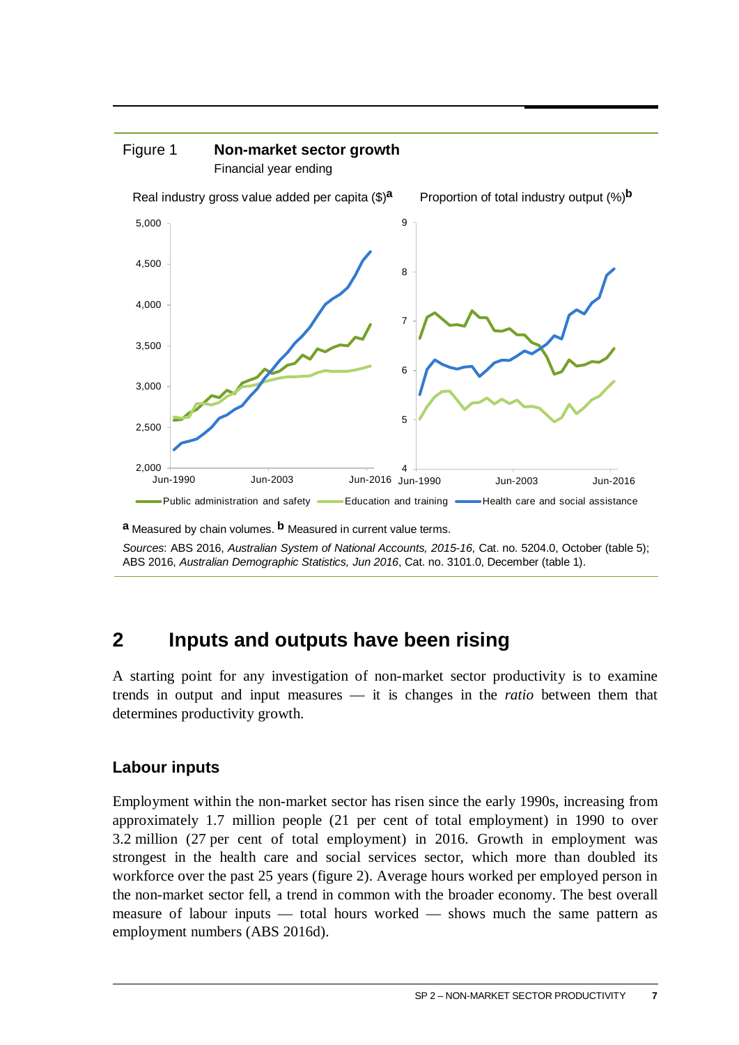Figure 1 **Non-market sector growth**

Financial year ending

Real industry gross value added per capita ($)[a]

Proportion of total industry output (%)[b]

Public administration and safety | Education and training | Health care and social assistance

[a] Measured by chain volumes. [b] Measured in current value terms.

*Sources*: ABS 2016, *Australian System of National Accounts, 2015-16*, Cat. no. 5204.0, October (table 5); ABS 2016, *Australian Demographic Statistics, Jun 2016*, Cat. no. 3101.0, December (table 1).

## 2 Inputs and outputs have been rising

A starting point for any investigation of non-market sector productivity is to examine trends in output and input measures — it is changes in the *ratio* between them that determines productivity growth.

### Labour inputs

Employment within the non-market sector has risen since the early 1990s, increasing from approximately 1.7 million people (21 per cent of total employment) in 1990 to over 3.2 million (27 per cent of total employment) in 2016. Growth in employment was strongest in the health care and social services sector, which more than doubled its workforce over the past 25 years (figure 2). Average hours worked per employed person in the non-market sector fell, a trend in common with the broader economy. The best overall measure of labour inputs — total hours worked — shows much the same pattern as employment numbers (ABS 2016d).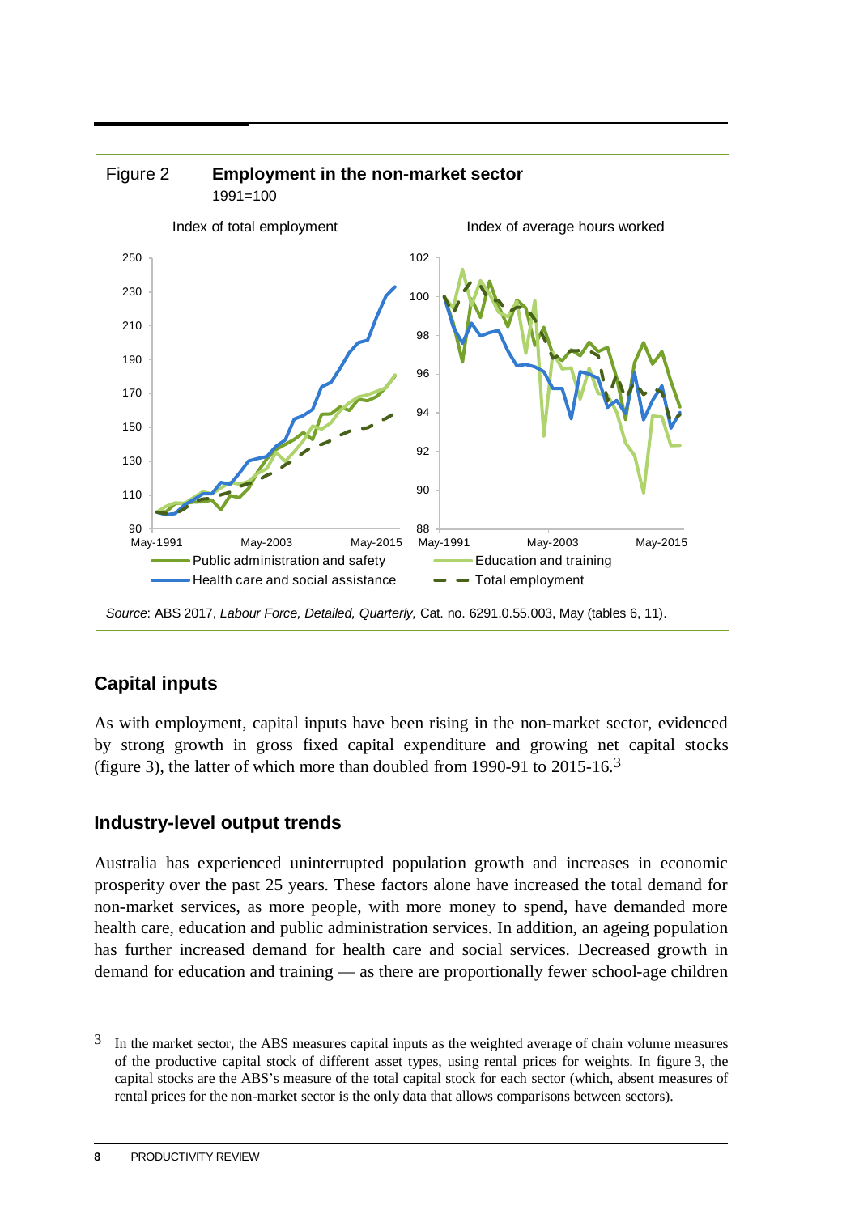Figure 2 **Employment in the non-market sector**

1991=100

Index of total employment

Index of average hours worked

Public administration and safety

Education and training

Health care and social assistance

Total employment

*Source*: ABS 2017, *Labour Force, Detailed, Quarterly,* Cat. no. 6291.0.55.003, May (tables 6, 11).

## Capital inputs

As with employment, capital inputs have been rising in the non-market sector, evidenced by strong growth in gross fixed capital expenditure and growing net capital stocks (figure 3), the latter of which more than doubled from 1990-91 to 2015-16.[3]

## Industry-level output trends

Australia has experienced uninterrupted population growth and increases in economic prosperity over the past 25 years. These factors alone have increased the total demand for non-market services, as more people, with more money to spend, have demanded more health care, education and public administration services. In addition, an ageing population has further increased demand for health care and social services. Decreased growth in demand for education and training — as there are proportionally fewer school-age children

---

[3] In the market sector, the ABS measures capital inputs as the weighted average of chain volume measures of the productive capital stock of different asset types, using rental prices for weights. In figure 3, the capital stocks are the ABS's measure of the total capital stock for each sector (which, absent measures of rental prices for the non-market sector is the only data that allows comparisons between sectors).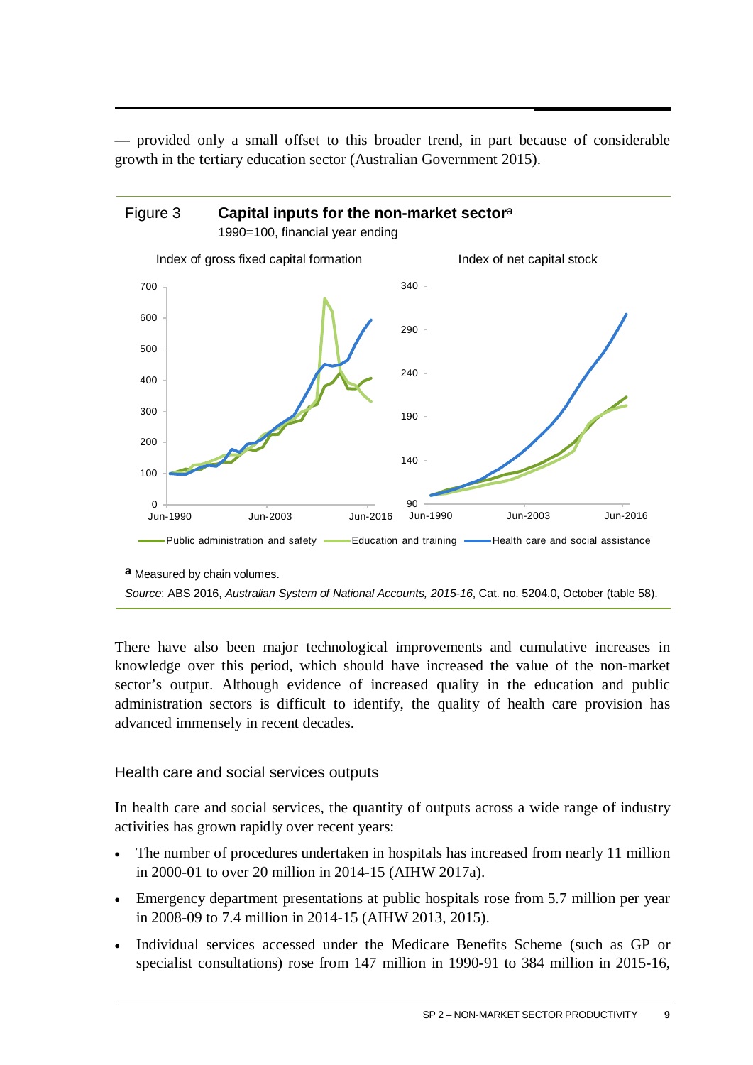— provided only a small offset to this broader trend, in part because of considerable growth in the tertiary education sector (Australian Government 2015).

Figure 3 **Capital inputs for the non-market sector**[a]

1990=100, financial year ending

[a] Measured by chain volumes.

*Source*: ABS 2016, *Australian System of National Accounts, 2015-16*, Cat. no. 5204.0, October (table 58).

There have also been major technological improvements and cumulative increases in knowledge over this period, which should have increased the value of the non-market sector's output. Although evidence of increased quality in the education and public administration sectors is difficult to identify, the quality of health care provision has advanced immensely in recent decades.

### Health care and social services outputs

In health care and social services, the quantity of outputs across a wide range of industry activities has grown rapidly over recent years:

- The number of procedures undertaken in hospitals has increased from nearly 11 million in 2000-01 to over 20 million in 2014-15 (AIHW 2017a).
- Emergency department presentations at public hospitals rose from 5.7 million per year in 2008-09 to 7.4 million in 2014-15 (AIHW 2013, 2015).
- Individual services accessed under the Medicare Benefits Scheme (such as GP or specialist consultations) rose from 147 million in 1990-91 to 384 million in 2015-16,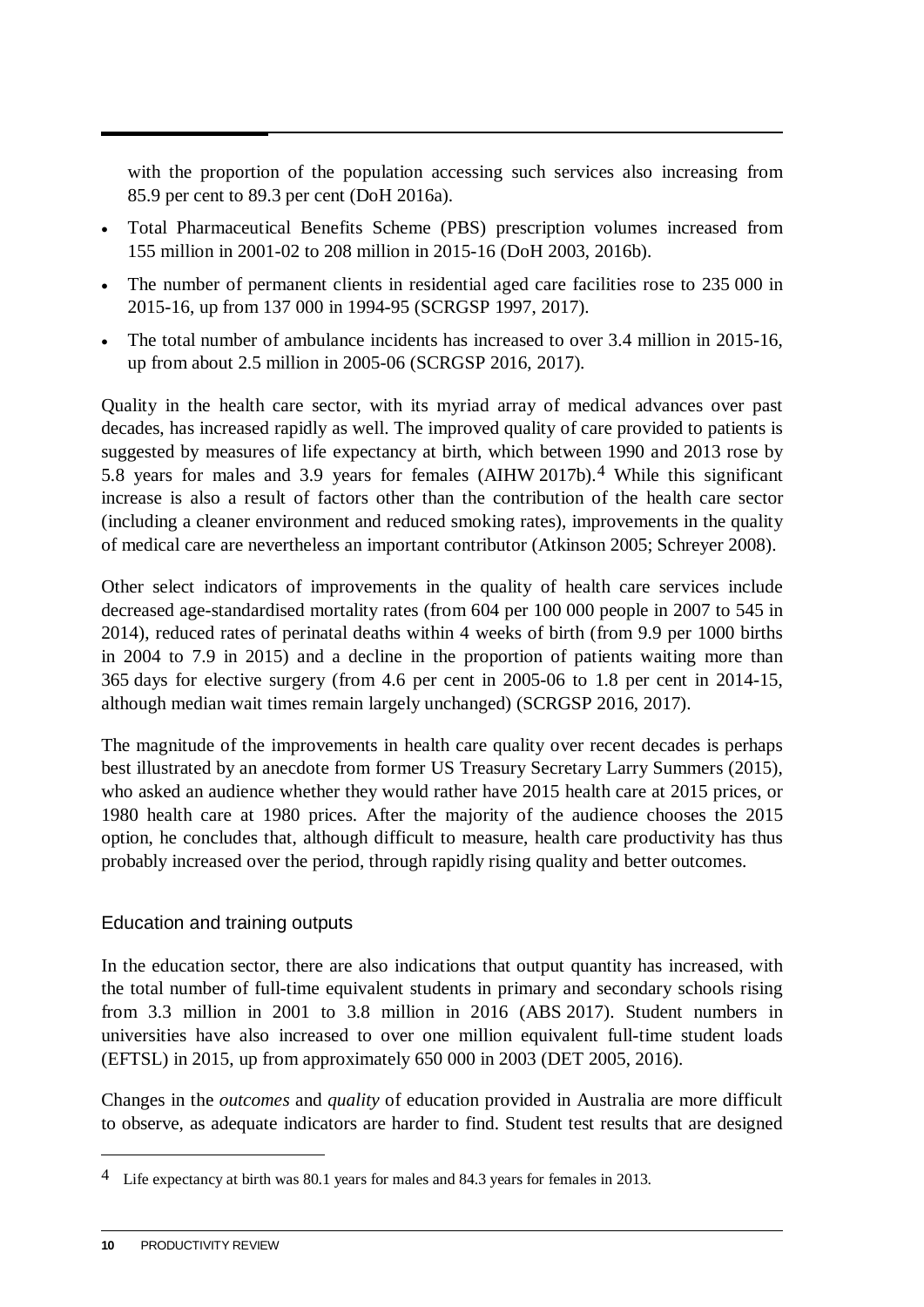with the proportion of the population accessing such services also increasing from 85.9 per cent to 89.3 per cent (DoH 2016a).

- Total Pharmaceutical Benefits Scheme (PBS) prescription volumes increased from 155 million in 2001-02 to 208 million in 2015-16 (DoH 2003, 2016b).
- The number of permanent clients in residential aged care facilities rose to 235 000 in 2015-16, up from 137 000 in 1994-95 (SCRGSP 1997, 2017).
- The total number of ambulance incidents has increased to over 3.4 million in 2015-16, up from about 2.5 million in 2005-06 (SCRGSP 2016, 2017).

Quality in the health care sector, with its myriad array of medical advances over past decades, has increased rapidly as well. The improved quality of care provided to patients is suggested by measures of life expectancy at birth, which between 1990 and 2013 rose by 5.8 years for males and 3.9 years for females (AIHW 2017b).[4] While this significant increase is also a result of factors other than the contribution of the health care sector (including a cleaner environment and reduced smoking rates), improvements in the quality of medical care are nevertheless an important contributor (Atkinson 2005; Schreyer 2008).

Other select indicators of improvements in the quality of health care services include decreased age-standardised mortality rates (from 604 per 100 000 people in 2007 to 545 in 2014), reduced rates of perinatal deaths within 4 weeks of birth (from 9.9 per 1000 births in 2004 to 7.9 in 2015) and a decline in the proportion of patients waiting more than 365 days for elective surgery (from 4.6 per cent in 2005-06 to 1.8 per cent in 2014-15, although median wait times remain largely unchanged) (SCRGSP 2016, 2017).

The magnitude of the improvements in health care quality over recent decades is perhaps best illustrated by an anecdote from former US Treasury Secretary Larry Summers (2015), who asked an audience whether they would rather have 2015 health care at 2015 prices, or 1980 health care at 1980 prices. After the majority of the audience chooses the 2015 option, he concludes that, although difficult to measure, health care productivity has thus probably increased over the period, through rapidly rising quality and better outcomes.

### Education and training outputs

In the education sector, there are also indications that output quantity has increased, with the total number of full-time equivalent students in primary and secondary schools rising from 3.3 million in 2001 to 3.8 million in 2016 (ABS 2017). Student numbers in universities have also increased to over one million equivalent full-time student loads (EFTSL) in 2015, up from approximately 650 000 in 2003 (DET 2005, 2016).

Changes in the *outcomes* and *quality* of education provided in Australia are more difficult to observe, as adequate indicators are harder to find. Student test results that are designed

---

[4] Life expectancy at birth was 80.1 years for males and 84.3 years for females in 2013.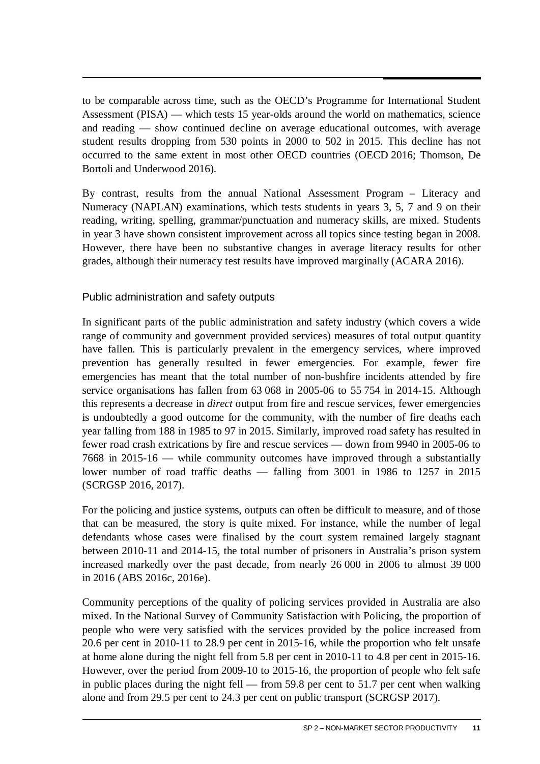to be comparable across time, such as the OECD's Programme for International Student Assessment (PISA) — which tests 15 year-olds around the world on mathematics, science and reading — show continued decline on average educational outcomes, with average student results dropping from 530 points in 2000 to 502 in 2015. This decline has not occurred to the same extent in most other OECD countries (OECD 2016; Thomson, De Bortoli and Underwood 2016).

By contrast, results from the annual National Assessment Program – Literacy and Numeracy (NAPLAN) examinations, which tests students in years 3, 5, 7 and 9 on their reading, writing, spelling, grammar/punctuation and numeracy skills, are mixed. Students in year 3 have shown consistent improvement across all topics since testing began in 2008. However, there have been no substantive changes in average literacy results for other grades, although their numeracy test results have improved marginally (ACARA 2016).

### Public administration and safety outputs

In significant parts of the public administration and safety industry (which covers a wide range of community and government provided services) measures of total output quantity have fallen. This is particularly prevalent in the emergency services, where improved prevention has generally resulted in fewer emergencies. For example, fewer fire emergencies has meant that the total number of non-bushfire incidents attended by fire service organisations has fallen from 63 068 in 2005-06 to 55 754 in 2014-15. Although this represents a decrease in *direct* output from fire and rescue services, fewer emergencies is undoubtedly a good outcome for the community, with the number of fire deaths each year falling from 188 in 1985 to 97 in 2015. Similarly, improved road safety has resulted in fewer road crash extrications by fire and rescue services — down from 9940 in 2005-06 to 7668 in 2015-16 — while community outcomes have improved through a substantially lower number of road traffic deaths — falling from 3001 in 1986 to 1257 in 2015 (SCRGSP 2016, 2017).

For the policing and justice systems, outputs can often be difficult to measure, and of those that can be measured, the story is quite mixed. For instance, while the number of legal defendants whose cases were finalised by the court system remained largely stagnant between 2010-11 and 2014-15, the total number of prisoners in Australia's prison system increased markedly over the past decade, from nearly 26 000 in 2006 to almost 39 000 in 2016 (ABS 2016c, 2016e).

Community perceptions of the quality of policing services provided in Australia are also mixed. In the National Survey of Community Satisfaction with Policing, the proportion of people who were very satisfied with the services provided by the police increased from 20.6 per cent in 2010-11 to 28.9 per cent in 2015-16, while the proportion who felt unsafe at home alone during the night fell from 5.8 per cent in 2010-11 to 4.8 per cent in 2015-16. However, over the period from 2009-10 to 2015-16, the proportion of people who felt safe in public places during the night fell — from 59.8 per cent to 51.7 per cent when walking alone and from 29.5 per cent to 24.3 per cent on public transport (SCRGSP 2017).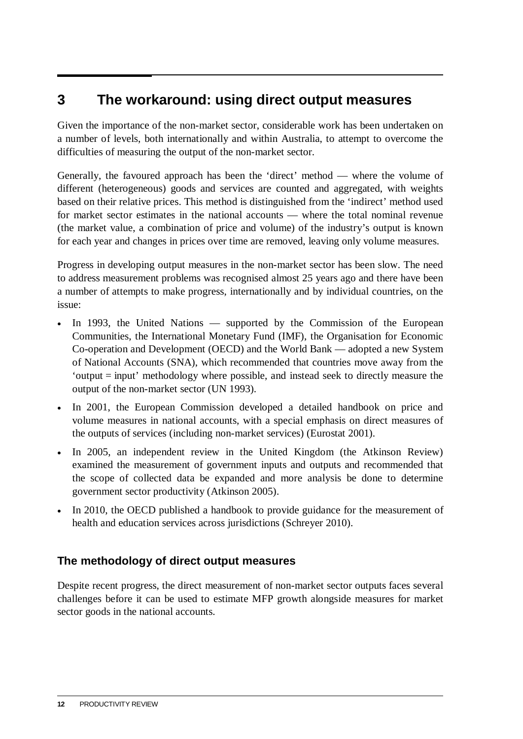# 3 The workaround: using direct output measures

Given the importance of the non-market sector, considerable work has been undertaken on a number of levels, both internationally and within Australia, to attempt to overcome the difficulties of measuring the output of the non-market sector.

Generally, the favoured approach has been the 'direct' method — where the volume of different (heterogeneous) goods and services are counted and aggregated, with weights based on their relative prices. This method is distinguished from the 'indirect' method used for market sector estimates in the national accounts — where the total nominal revenue (the market value, a combination of price and volume) of the industry's output is known for each year and changes in prices over time are removed, leaving only volume measures.

Progress in developing output measures in the non-market sector has been slow. The need to address measurement problems was recognised almost 25 years ago and there have been a number of attempts to make progress, internationally and by individual countries, on the issue:

- In 1993, the United Nations — supported by the Commission of the European Communities, the International Monetary Fund (IMF), the Organisation for Economic Co-operation and Development (OECD) and the World Bank — adopted a new System of National Accounts (SNA), which recommended that countries move away from the 'output = input' methodology where possible, and instead seek to directly measure the output of the non-market sector (UN 1993).
- In 2001, the European Commission developed a detailed handbook on price and volume measures in national accounts, with a special emphasis on direct measures of the outputs of services (including non-market services) (Eurostat 2001).
- In 2005, an independent review in the United Kingdom (the Atkinson Review) examined the measurement of government inputs and outputs and recommended that the scope of collected data be expanded and more analysis be done to determine government sector productivity (Atkinson 2005).
- In 2010, the OECD published a handbook to provide guidance for the measurement of health and education services across jurisdictions (Schreyer 2010).

## The methodology of direct output measures

Despite recent progress, the direct measurement of non-market sector outputs faces several challenges before it can be used to estimate MFP growth alongside measures for market sector goods in the national accounts.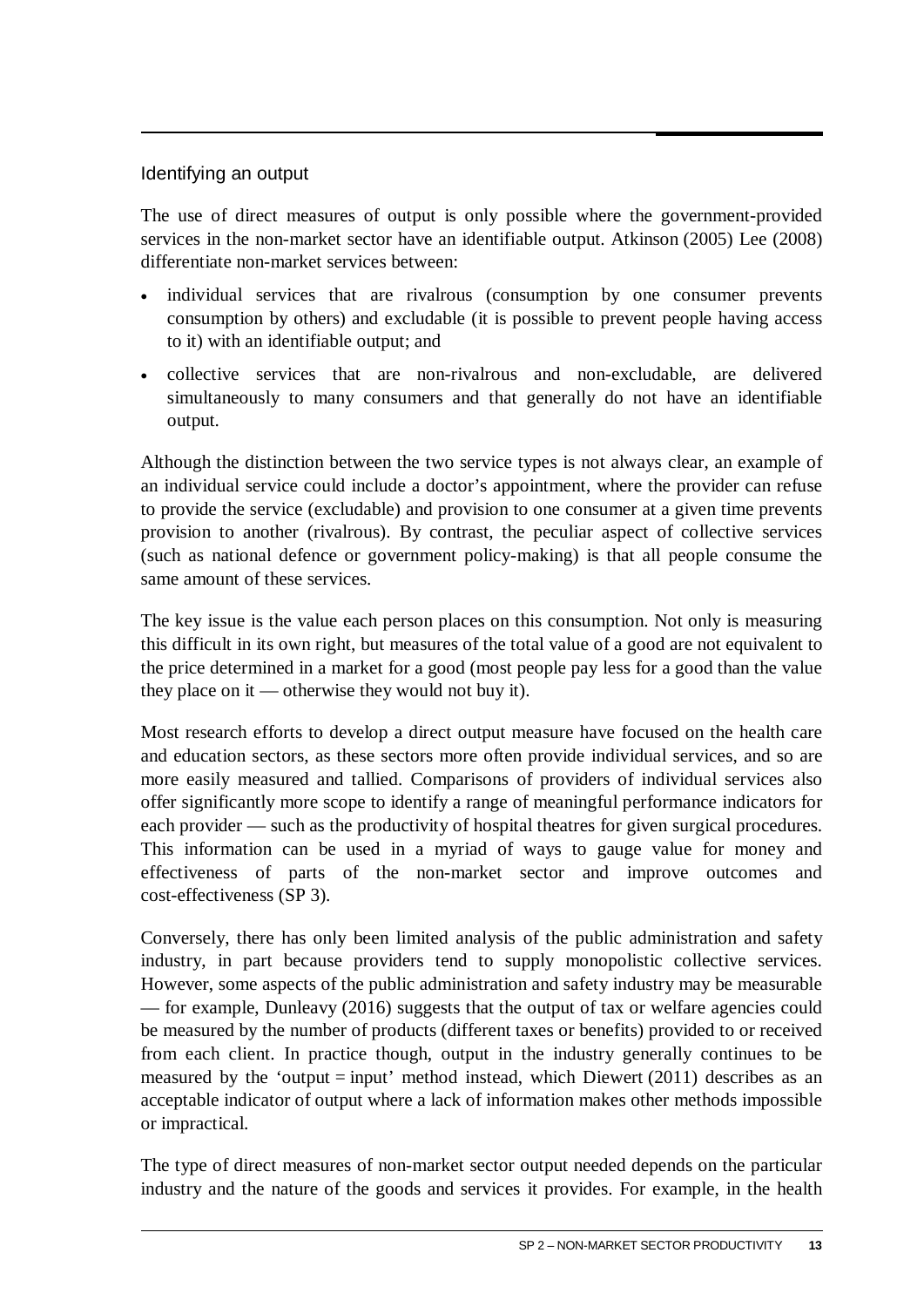### Identifying an output

The use of direct measures of output is only possible where the government-provided services in the non-market sector have an identifiable output. Atkinson (2005) Lee (2008) differentiate non-market services between:

- individual services that are rivalrous (consumption by one consumer prevents consumption by others) and excludable (it is possible to prevent people having access to it) with an identifiable output; and
- collective services that are non-rivalrous and non-excludable, are delivered simultaneously to many consumers and that generally do not have an identifiable output.

Although the distinction between the two service types is not always clear, an example of an individual service could include a doctor's appointment, where the provider can refuse to provide the service (excludable) and provision to one consumer at a given time prevents provision to another (rivalrous). By contrast, the peculiar aspect of collective services (such as national defence or government policy-making) is that all people consume the same amount of these services.

The key issue is the value each person places on this consumption. Not only is measuring this difficult in its own right, but measures of the total value of a good are not equivalent to the price determined in a market for a good (most people pay less for a good than the value they place on it — otherwise they would not buy it).

Most research efforts to develop a direct output measure have focused on the health care and education sectors, as these sectors more often provide individual services, and so are more easily measured and tallied. Comparisons of providers of individual services also offer significantly more scope to identify a range of meaningful performance indicators for each provider — such as the productivity of hospital theatres for given surgical procedures. This information can be used in a myriad of ways to gauge value for money and effectiveness of parts of the non-market sector and improve outcomes and cost-effectiveness (SP 3).

Conversely, there has only been limited analysis of the public administration and safety industry, in part because providers tend to supply monopolistic collective services. However, some aspects of the public administration and safety industry may be measurable — for example, Dunleavy (2016) suggests that the output of tax or welfare agencies could be measured by the number of products (different taxes or benefits) provided to or received from each client. In practice though, output in the industry generally continues to be measured by the 'output = input' method instead, which Diewert (2011) describes as an acceptable indicator of output where a lack of information makes other methods impossible or impractical.

The type of direct measures of non-market sector output needed depends on the particular industry and the nature of the goods and services it provides. For example, in the health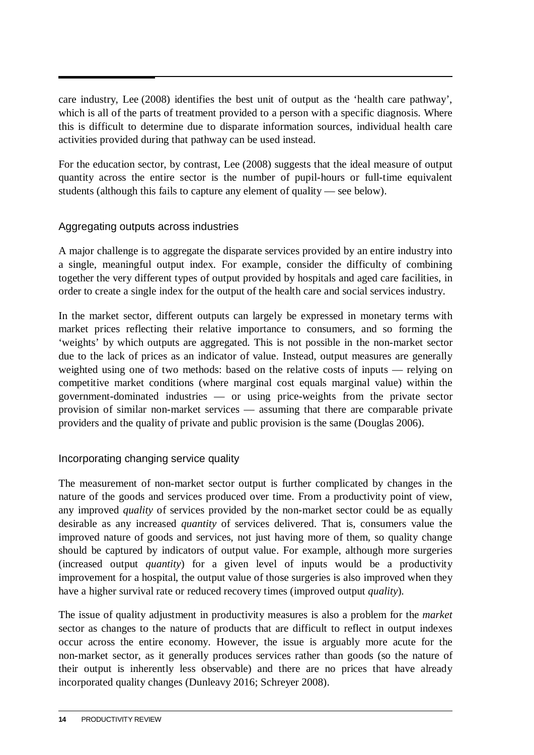care industry, Lee (2008) identifies the best unit of output as the 'health care pathway', which is all of the parts of treatment provided to a person with a specific diagnosis. Where this is difficult to determine due to disparate information sources, individual health care activities provided during that pathway can be used instead.

For the education sector, by contrast, Lee (2008) suggests that the ideal measure of output quantity across the entire sector is the number of pupil-hours or full-time equivalent students (although this fails to capture any element of quality — see below).

### Aggregating outputs across industries

A major challenge is to aggregate the disparate services provided by an entire industry into a single, meaningful output index. For example, consider the difficulty of combining together the very different types of output provided by hospitals and aged care facilities, in order to create a single index for the output of the health care and social services industry.

In the market sector, different outputs can largely be expressed in monetary terms with market prices reflecting their relative importance to consumers, and so forming the 'weights' by which outputs are aggregated. This is not possible in the non-market sector due to the lack of prices as an indicator of value. Instead, output measures are generally weighted using one of two methods: based on the relative costs of inputs — relying on competitive market conditions (where marginal cost equals marginal value) within the government-dominated industries — or using price-weights from the private sector provision of similar non-market services — assuming that there are comparable private providers and the quality of private and public provision is the same (Douglas 2006).

### Incorporating changing service quality

The measurement of non-market sector output is further complicated by changes in the nature of the goods and services produced over time. From a productivity point of view, any improved *quality* of services provided by the non-market sector could be as equally desirable as any increased *quantity* of services delivered. That is, consumers value the improved nature of goods and services, not just having more of them, so quality change should be captured by indicators of output value. For example, although more surgeries (increased output *quantity*) for a given level of inputs would be a productivity improvement for a hospital, the output value of those surgeries is also improved when they have a higher survival rate or reduced recovery times (improved output *quality*).

The issue of quality adjustment in productivity measures is also a problem for the *market* sector as changes to the nature of products that are difficult to reflect in output indexes occur across the entire economy. However, the issue is arguably more acute for the non-market sector, as it generally produces services rather than goods (so the nature of their output is inherently less observable) and there are no prices that have already incorporated quality changes (Dunleavy 2016; Schreyer 2008).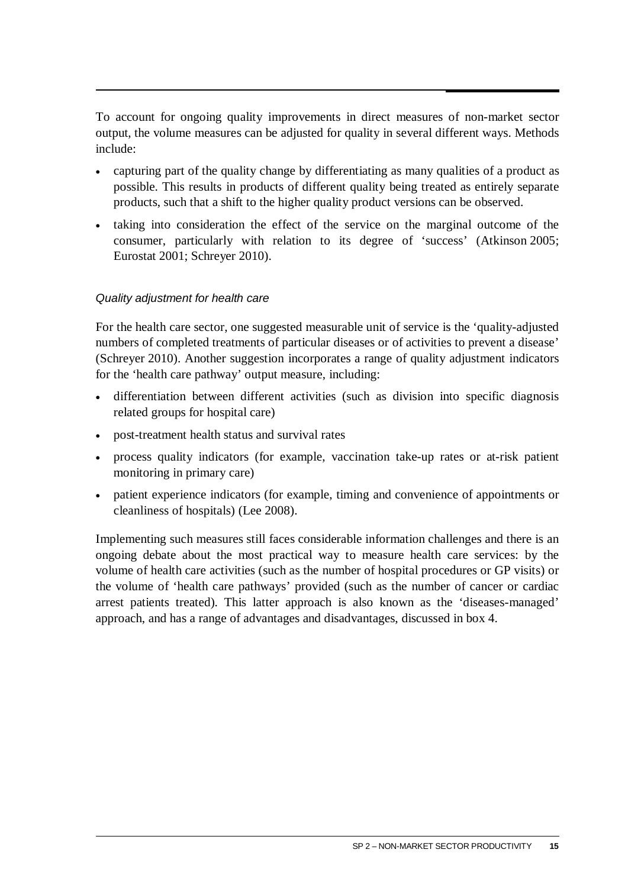To account for ongoing quality improvements in direct measures of non-market sector output, the volume measures can be adjusted for quality in several different ways. Methods include:

- capturing part of the quality change by differentiating as many qualities of a product as possible. This results in products of different quality being treated as entirely separate products, such that a shift to the higher quality product versions can be observed.
- taking into consideration the effect of the service on the marginal outcome of the consumer, particularly with relation to its degree of 'success' (Atkinson 2005; Eurostat 2001; Schreyer 2010).

*Quality adjustment for health care*

For the health care sector, one suggested measurable unit of service is the 'quality-adjusted numbers of completed treatments of particular diseases or of activities to prevent a disease' (Schreyer 2010). Another suggestion incorporates a range of quality adjustment indicators for the 'health care pathway' output measure, including:

- differentiation between different activities (such as division into specific diagnosis related groups for hospital care)
- post-treatment health status and survival rates
- process quality indicators (for example, vaccination take-up rates or at-risk patient monitoring in primary care)
- patient experience indicators (for example, timing and convenience of appointments or cleanliness of hospitals) (Lee 2008).

Implementing such measures still faces considerable information challenges and there is an ongoing debate about the most practical way to measure health care services: by the volume of health care activities (such as the number of hospital procedures or GP visits) or the volume of 'health care pathways' provided (such as the number of cancer or cardiac arrest patients treated). This latter approach is also known as the 'diseases-managed' approach, and has a range of advantages and disadvantages, discussed in box 4.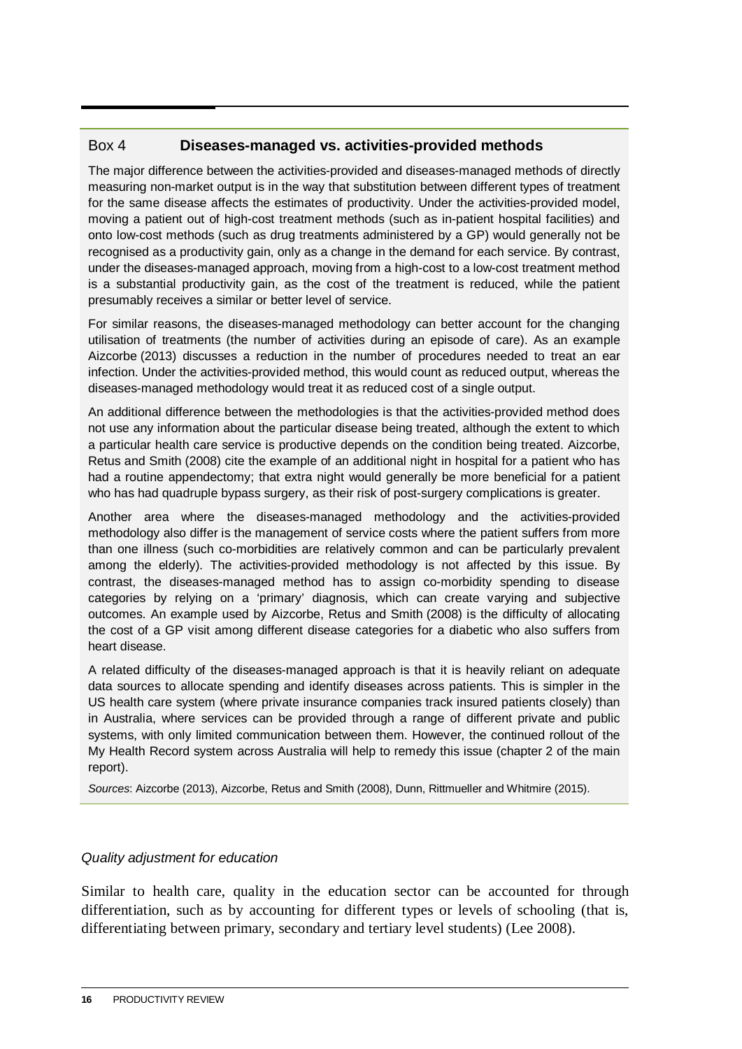### Box 4 **Diseases-managed vs. activities-provided methods**

The major difference between the activities-provided and diseases-managed methods of directly measuring non-market output is in the way that substitution between different types of treatment for the same disease affects the estimates of productivity. Under the activities-provided model, moving a patient out of high-cost treatment methods (such as in-patient hospital facilities) and onto low-cost methods (such as drug treatments administered by a GP) would generally not be recognised as a productivity gain, only as a change in the demand for each service. By contrast, under the diseases-managed approach, moving from a high-cost to a low-cost treatment method is a substantial productivity gain, as the cost of the treatment is reduced, while the patient presumably receives a similar or better level of service.

For similar reasons, the diseases-managed methodology can better account for the changing utilisation of treatments (the number of activities during an episode of care). As an example Aizcorbe (2013) discusses a reduction in the number of procedures needed to treat an ear infection. Under the activities-provided method, this would count as reduced output, whereas the diseases-managed methodology would treat it as reduced cost of a single output.

An additional difference between the methodologies is that the activities-provided method does not use any information about the particular disease being treated, although the extent to which a particular health care service is productive depends on the condition being treated. Aizcorbe, Retus and Smith (2008) cite the example of an additional night in hospital for a patient who has had a routine appendectomy; that extra night would generally be more beneficial for a patient who has had quadruple bypass surgery, as their risk of post-surgery complications is greater.

Another area where the diseases-managed methodology and the activities-provided methodology also differ is the management of service costs where the patient suffers from more than one illness (such co-morbidities are relatively common and can be particularly prevalent among the elderly). The activities-provided methodology is not affected by this issue. By contrast, the diseases-managed method has to assign co-morbidity spending to disease categories by relying on a 'primary' diagnosis, which can create varying and subjective outcomes. An example used by Aizcorbe, Retus and Smith (2008) is the difficulty of allocating the cost of a GP visit among different disease categories for a diabetic who also suffers from heart disease.

A related difficulty of the diseases-managed approach is that it is heavily reliant on adequate data sources to allocate spending and identify diseases across patients. This is simpler in the US health care system (where private insurance companies track insured patients closely) than in Australia, where services can be provided through a range of different private and public systems, with only limited communication between them. However, the continued rollout of the My Health Record system across Australia will help to remedy this issue (chapter 2 of the main report).

*Sources*: Aizcorbe (2013), Aizcorbe, Retus and Smith (2008), Dunn, Rittmueller and Whitmire (2015).

#### *Quality adjustment for education*

Similar to health care, quality in the education sector can be accounted for through differentiation, such as by accounting for different types or levels of schooling (that is, differentiating between primary, secondary and tertiary level students) (Lee 2008).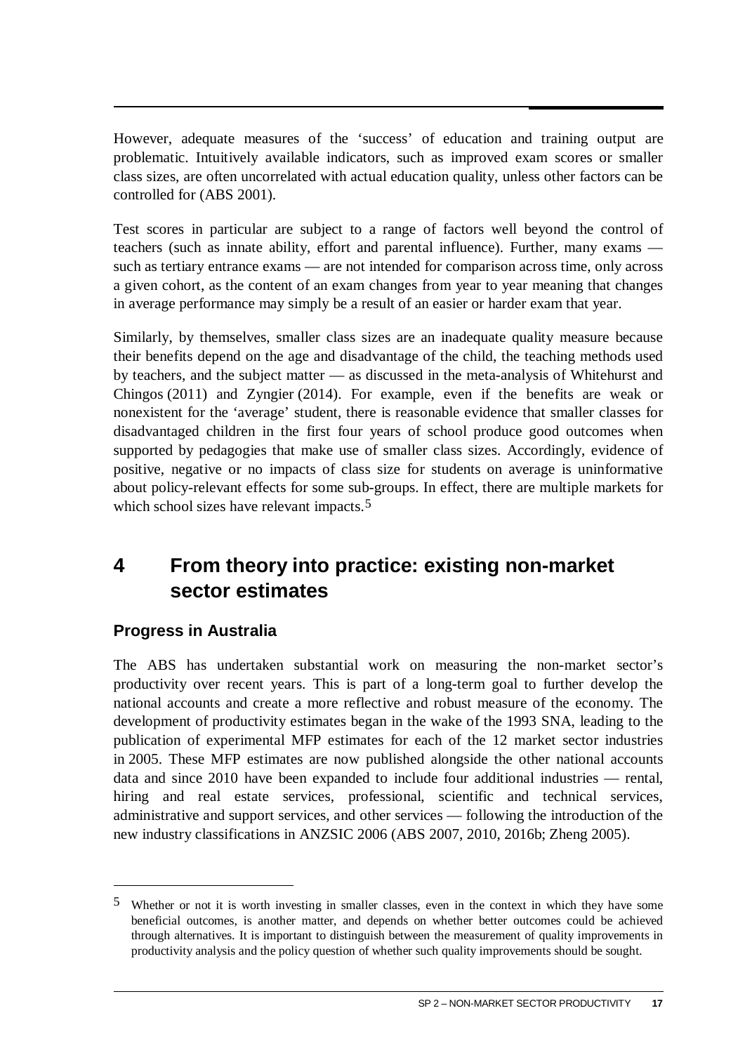However, adequate measures of the ‘success’ of education and training output are problematic. Intuitively available indicators, such as improved exam scores or smaller class sizes, are often uncorrelated with actual education quality, unless other factors can be controlled for (ABS 2001).

Test scores in particular are subject to a range of factors well beyond the control of teachers (such as innate ability, effort and parental influence). Further, many exams — such as tertiary entrance exams — are not intended for comparison across time, only across a given cohort, as the content of an exam changes from year to year meaning that changes in average performance may simply be a result of an easier or harder exam that year.

Similarly, by themselves, smaller class sizes are an inadequate quality measure because their benefits depend on the age and disadvantage of the child, the teaching methods used by teachers, and the subject matter — as discussed in the meta-analysis of Whitehurst and Chingos (2011) and Zyngier (2014). For example, even if the benefits are weak or nonexistent for the ‘average’ student, there is reasonable evidence that smaller classes for disadvantaged children in the first four years of school produce good outcomes when supported by pedagogies that make use of smaller class sizes. Accordingly, evidence of positive, negative or no impacts of class size for students on average is uninformative about policy-relevant effects for some sub-groups. In effect, there are multiple markets for which school sizes have relevant impacts.[5]

## 4 From theory into practice: existing non-market sector estimates

### Progress in Australia

The ABS has undertaken substantial work on measuring the non-market sector’s productivity over recent years. This is part of a long-term goal to further develop the national accounts and create a more reflective and robust measure of the economy. The development of productivity estimates began in the wake of the 1993 SNA, leading to the publication of experimental MFP estimates for each of the 12 market sector industries in 2005. These MFP estimates are now published alongside the other national accounts data and since 2010 have been expanded to include four additional industries — rental, hiring and real estate services, professional, scientific and technical services, administrative and support services, and other services — following the introduction of the new industry classifications in ANZSIC 2006 (ABS 2007, 2010, 2016b; Zheng 2005).

---

[5] Whether or not it is worth investing in smaller classes, even in the context in which they have some beneficial outcomes, is another matter, and depends on whether better outcomes could be achieved through alternatives. It is important to distinguish between the measurement of quality improvements in productivity analysis and the policy question of whether such quality improvements should be sought.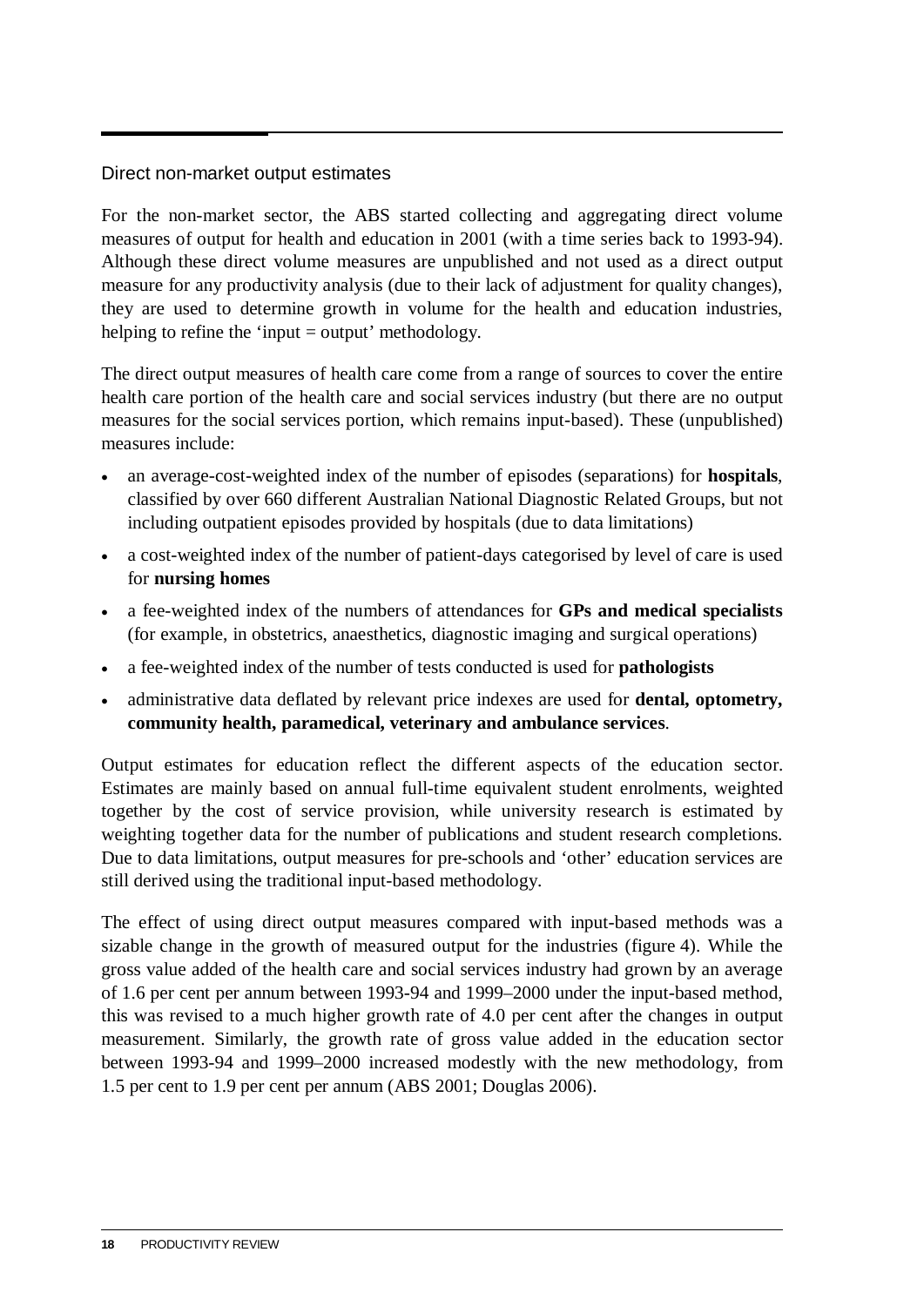### Direct non-market output estimates

For the non-market sector, the ABS started collecting and aggregating direct volume measures of output for health and education in 2001 (with a time series back to 1993-94). Although these direct volume measures are unpublished and not used as a direct output measure for any productivity analysis (due to their lack of adjustment for quality changes), they are used to determine growth in volume for the health and education industries, helping to refine the 'input = output' methodology.

The direct output measures of health care come from a range of sources to cover the entire health care portion of the health care and social services industry (but there are no output measures for the social services portion, which remains input-based). These (unpublished) measures include:

- an average-cost-weighted index of the number of episodes (separations) for **hospitals**, classified by over 660 different Australian National Diagnostic Related Groups, but not including outpatient episodes provided by hospitals (due to data limitations)
- a cost-weighted index of the number of patient-days categorised by level of care is used for **nursing homes**
- a fee-weighted index of the numbers of attendances for **GPs and medical specialists** (for example, in obstetrics, anaesthetics, diagnostic imaging and surgical operations)
- a fee-weighted index of the number of tests conducted is used for **pathologists**
- administrative data deflated by relevant price indexes are used for **dental, optometry, community health, paramedical, veterinary and ambulance services**.

Output estimates for education reflect the different aspects of the education sector. Estimates are mainly based on annual full-time equivalent student enrolments, weighted together by the cost of service provision, while university research is estimated by weighting together data for the number of publications and student research completions. Due to data limitations, output measures for pre-schools and 'other' education services are still derived using the traditional input-based methodology.

The effect of using direct output measures compared with input-based methods was a sizable change in the growth of measured output for the industries (figure 4). While the gross value added of the health care and social services industry had grown by an average of 1.6 per cent per annum between 1993-94 and 1999–2000 under the input-based method, this was revised to a much higher growth rate of 4.0 per cent after the changes in output measurement. Similarly, the growth rate of gross value added in the education sector between 1993-94 and 1999–2000 increased modestly with the new methodology, from 1.5 per cent to 1.9 per cent per annum (ABS 2001; Douglas 2006).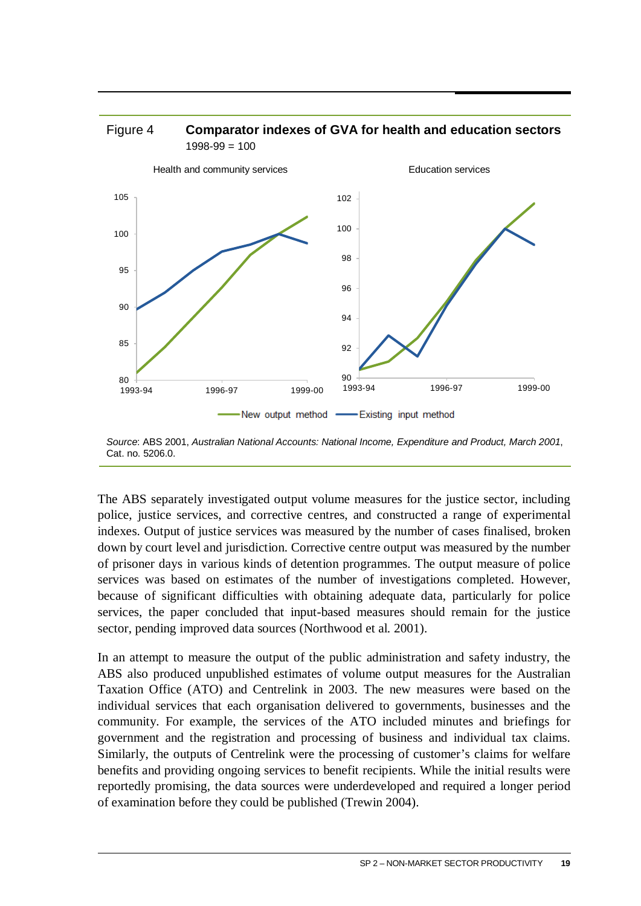Figure 4 **Comparator indexes of GVA for health and education sectors**
1998-99 = 100

*Source*: ABS 2001, *Australian National Accounts: National Income, Expenditure and Product, March 2001*, Cat. no. 5206.0.

The ABS separately investigated output volume measures for the justice sector, including police, justice services, and corrective centres, and constructed a range of experimental indexes. Output of justice services was measured by the number of cases finalised, broken down by court level and jurisdiction. Corrective centre output was measured by the number of prisoner days in various kinds of detention programmes. The output measure of police services was based on estimates of the number of investigations completed. However, because of significant difficulties with obtaining adequate data, particularly for police services, the paper concluded that input-based measures should remain for the justice sector, pending improved data sources (Northwood et al. 2001).

In an attempt to measure the output of the public administration and safety industry, the ABS also produced unpublished estimates of volume output measures for the Australian Taxation Office (ATO) and Centrelink in 2003. The new measures were based on the individual services that each organisation delivered to governments, businesses and the community. For example, the services of the ATO included minutes and briefings for government and the registration and processing of business and individual tax claims. Similarly, the outputs of Centrelink were the processing of customer's claims for welfare benefits and providing ongoing services to benefit recipients. While the initial results were reportedly promising, the data sources were underdeveloped and required a longer period of examination before they could be published (Trewin 2004).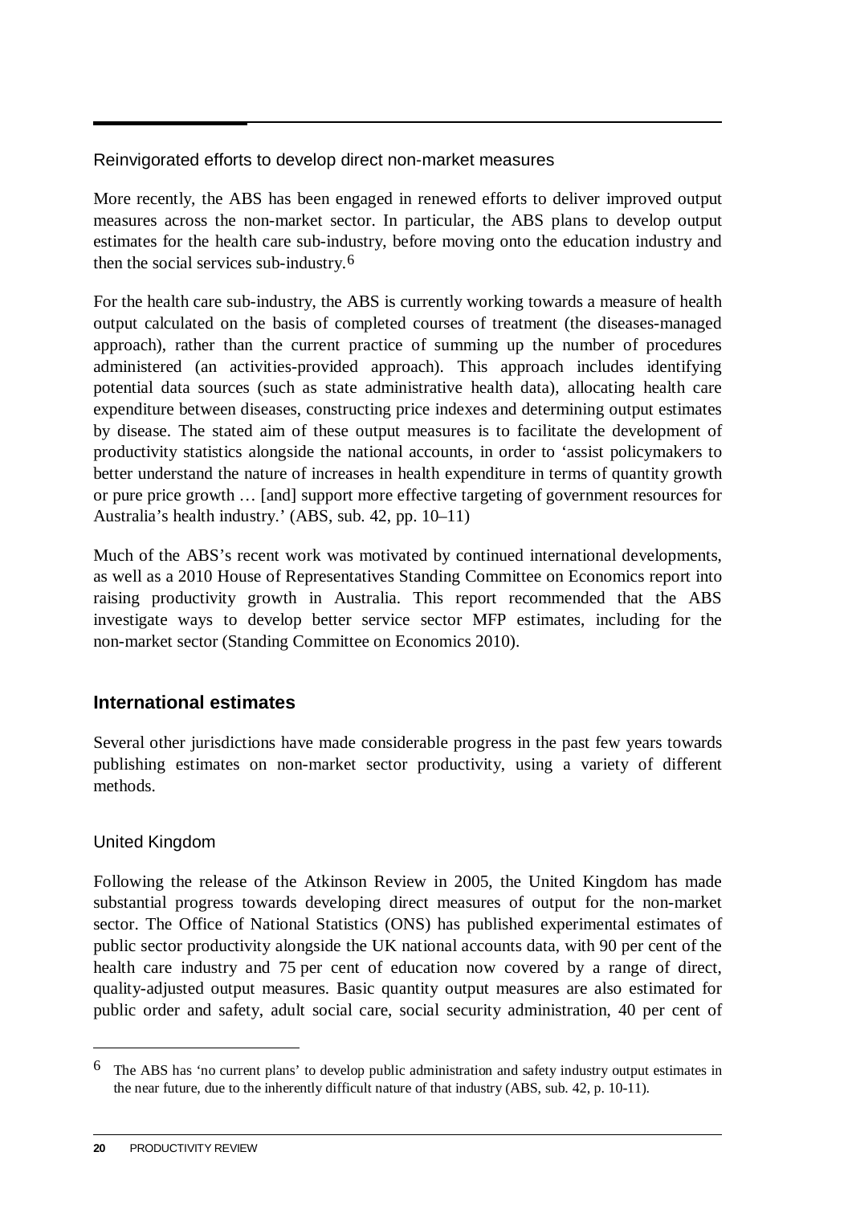### Reinvigorated efforts to develop direct non-market measures

More recently, the ABS has been engaged in renewed efforts to deliver improved output measures across the non-market sector. In particular, the ABS plans to develop output estimates for the health care sub-industry, before moving onto the education industry and then the social services sub-industry.[6]

For the health care sub-industry, the ABS is currently working towards a measure of health output calculated on the basis of completed courses of treatment (the diseases-managed approach), rather than the current practice of summing up the number of procedures administered (an activities-provided approach). This approach includes identifying potential data sources (such as state administrative health data), allocating health care expenditure between diseases, constructing price indexes and determining output estimates by disease. The stated aim of these output measures is to facilitate the development of productivity statistics alongside the national accounts, in order to 'assist policymakers to better understand the nature of increases in health expenditure in terms of quantity growth or pure price growth … [and] support more effective targeting of government resources for Australia's health industry.' (ABS, sub. 42, pp. 10–11)

Much of the ABS's recent work was motivated by continued international developments, as well as a 2010 House of Representatives Standing Committee on Economics report into raising productivity growth in Australia. This report recommended that the ABS investigate ways to develop better service sector MFP estimates, including for the non-market sector (Standing Committee on Economics 2010).

## International estimates

Several other jurisdictions have made considerable progress in the past few years towards publishing estimates on non-market sector productivity, using a variety of different methods.

### United Kingdom

Following the release of the Atkinson Review in 2005, the United Kingdom has made substantial progress towards developing direct measures of output for the non-market sector. The Office of National Statistics (ONS) has published experimental estimates of public sector productivity alongside the UK national accounts data, with 90 per cent of the health care industry and 75 per cent of education now covered by a range of direct, quality-adjusted output measures. Basic quantity output measures are also estimated for public order and safety, adult social care, social security administration, 40 per cent of

---

[6] The ABS has 'no current plans' to develop public administration and safety industry output estimates in the near future, due to the inherently difficult nature of that industry (ABS, sub. 42, p. 10-11).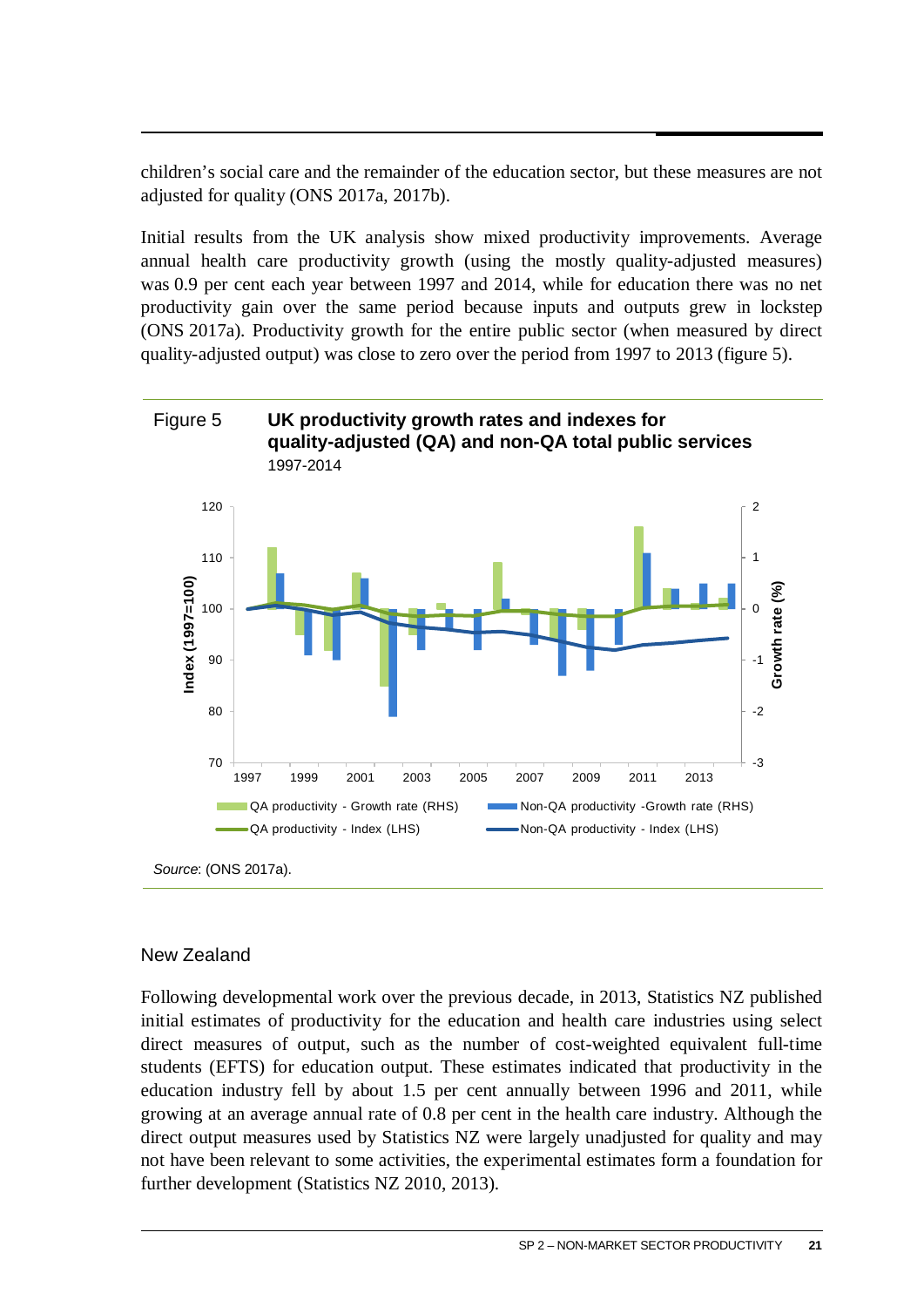children's social care and the remainder of the education sector, but these measures are not adjusted for quality (ONS 2017a, 2017b).

Initial results from the UK analysis show mixed productivity improvements. Average annual health care productivity growth (using the mostly quality-adjusted measures) was 0.9 per cent each year between 1997 and 2014, while for education there was no net productivity gain over the same period because inputs and outputs grew in lockstep (ONS 2017a). Productivity growth for the entire public sector (when measured by direct quality-adjusted output) was close to zero over the period from 1997 to 2013 (figure 5).

Figure 5 **UK productivity growth rates and indexes for quality-adjusted (QA) and non-QA total public services**
1997-2014

*Source*: (ONS 2017a).

## New Zealand

Following developmental work over the previous decade, in 2013, Statistics NZ published initial estimates of productivity for the education and health care industries using select direct measures of output, such as the number of cost-weighted equivalent full-time students (EFTS) for education output. These estimates indicated that productivity in the education industry fell by about 1.5 per cent annually between 1996 and 2011, while growing at an average annual rate of 0.8 per cent in the health care industry. Although the direct output measures used by Statistics NZ were largely unadjusted for quality and may not have been relevant to some activities, the experimental estimates form a foundation for further development (Statistics NZ 2010, 2013).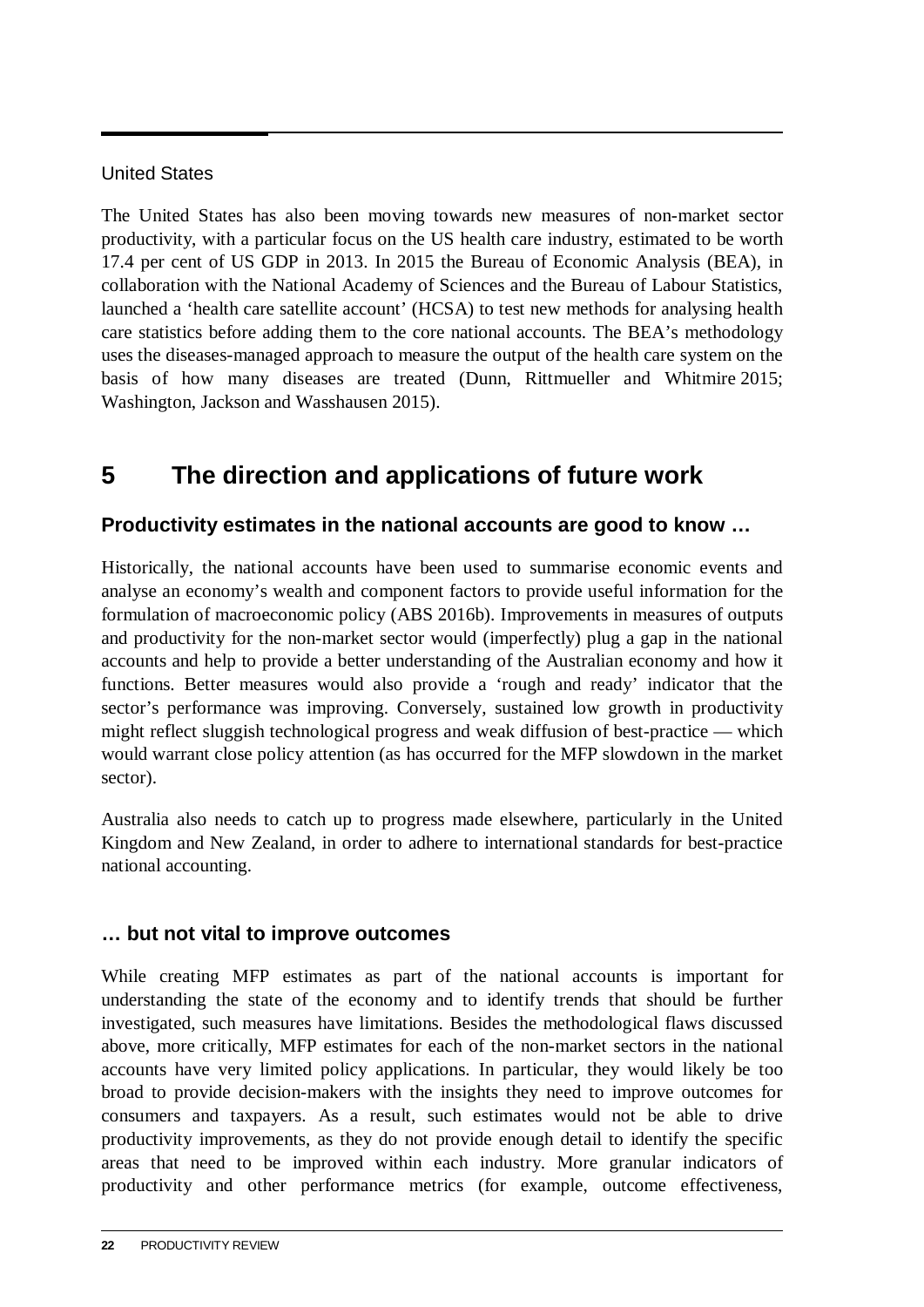United States

The United States has also been moving towards new measures of non-market sector productivity, with a particular focus on the US health care industry, estimated to be worth 17.4 per cent of US GDP in 2013. In 2015 the Bureau of Economic Analysis (BEA), in collaboration with the National Academy of Sciences and the Bureau of Labour Statistics, launched a 'health care satellite account' (HCSA) to test new methods for analysing health care statistics before adding them to the core national accounts. The BEA's methodology uses the diseases-managed approach to measure the output of the health care system on the basis of how many diseases are treated (Dunn, Rittmueller and Whitmire 2015; Washington, Jackson and Wasshausen 2015).

# 5 The direction and applications of future work

### Productivity estimates in the national accounts are good to know …

Historically, the national accounts have been used to summarise economic events and analyse an economy's wealth and component factors to provide useful information for the formulation of macroeconomic policy (ABS 2016b). Improvements in measures of outputs and productivity for the non-market sector would (imperfectly) plug a gap in the national accounts and help to provide a better understanding of the Australian economy and how it functions. Better measures would also provide a 'rough and ready' indicator that the sector's performance was improving. Conversely, sustained low growth in productivity might reflect sluggish technological progress and weak diffusion of best-practice — which would warrant close policy attention (as has occurred for the MFP slowdown in the market sector).

Australia also needs to catch up to progress made elsewhere, particularly in the United Kingdom and New Zealand, in order to adhere to international standards for best-practice national accounting.

### … but not vital to improve outcomes

While creating MFP estimates as part of the national accounts is important for understanding the state of the economy and to identify trends that should be further investigated, such measures have limitations. Besides the methodological flaws discussed above, more critically, MFP estimates for each of the non-market sectors in the national accounts have very limited policy applications. In particular, they would likely be too broad to provide decision-makers with the insights they need to improve outcomes for consumers and taxpayers. As a result, such estimates would not be able to drive productivity improvements, as they do not provide enough detail to identify the specific areas that need to be improved within each industry. More granular indicators of productivity and other performance metrics (for example, outcome effectiveness,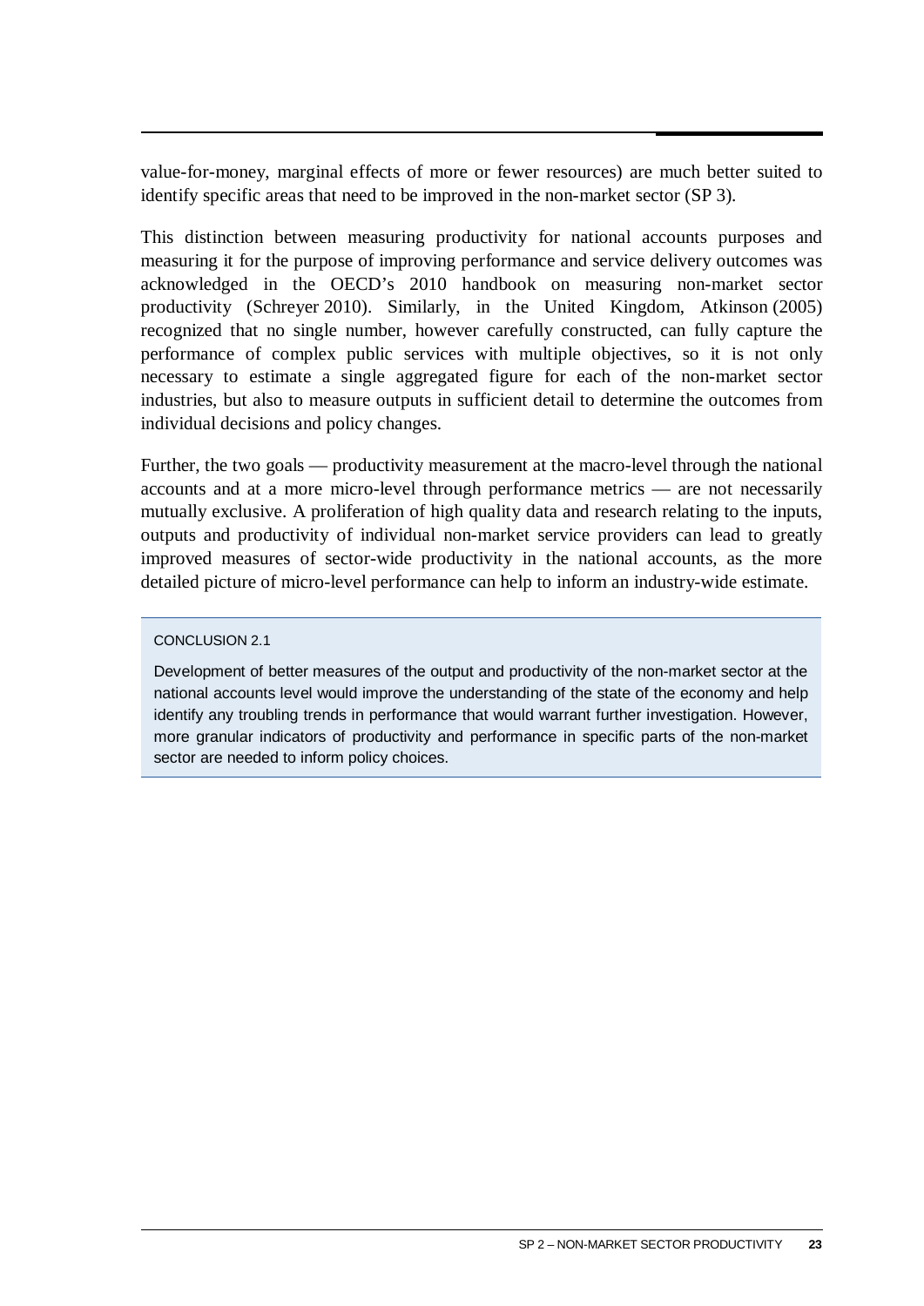value-for-money, marginal effects of more or fewer resources) are much better suited to identify specific areas that need to be improved in the non-market sector (SP 3).

This distinction between measuring productivity for national accounts purposes and measuring it for the purpose of improving performance and service delivery outcomes was acknowledged in the OECD's 2010 handbook on measuring non-market sector productivity (Schreyer 2010). Similarly, in the United Kingdom, Atkinson (2005) recognized that no single number, however carefully constructed, can fully capture the performance of complex public services with multiple objectives, so it is not only necessary to estimate a single aggregated figure for each of the non-market sector industries, but also to measure outputs in sufficient detail to determine the outcomes from individual decisions and policy changes.

Further, the two goals — productivity measurement at the macro-level through the national accounts and at a more micro-level through performance metrics — are not necessarily mutually exclusive. A proliferation of high quality data and research relating to the inputs, outputs and productivity of individual non-market service providers can lead to greatly improved measures of sector-wide productivity in the national accounts, as the more detailed picture of micro-level performance can help to inform an industry-wide estimate.

> CONCLUSION 2.1
>
> Development of better measures of the output and productivity of the non-market sector at the national accounts level would improve the understanding of the state of the economy and help identify any troubling trends in performance that would warrant further investigation. However, more granular indicators of productivity and performance in specific parts of the non-market sector are needed to inform policy choices.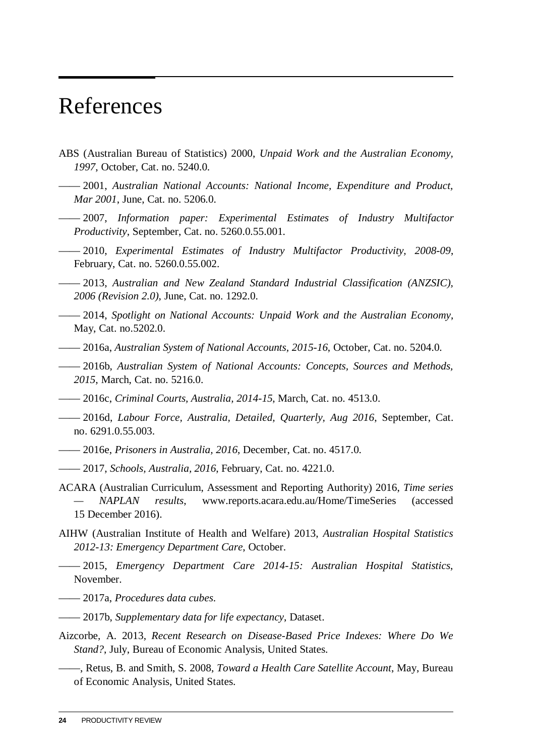# References

ABS (Australian Bureau of Statistics) 2000, *Unpaid Work and the Australian Economy, 1997*, October, Cat. no. 5240.0.

—— 2001, *Australian National Accounts: National Income, Expenditure and Product, Mar 2001*, June, Cat. no. 5206.0.

—— 2007, *Information paper: Experimental Estimates of Industry Multifactor Productivity*, September, Cat. no. 5260.0.55.001.

—— 2010, *Experimental Estimates of Industry Multifactor Productivity, 2008-09*, February, Cat. no. 5260.0.55.002.

—— 2013, *Australian and New Zealand Standard Industrial Classification (ANZSIC), 2006 (Revision 2.0)*, June, Cat. no. 1292.0.

—— 2014, *Spotlight on National Accounts: Unpaid Work and the Australian Economy*, May, Cat. no.5202.0.

—— 2016a, *Australian System of National Accounts, 2015-16*, October, Cat. no. 5204.0.

—— 2016b, *Australian System of National Accounts: Concepts, Sources and Methods, 2015*, March, Cat. no. 5216.0.

—— 2016c, *Criminal Courts, Australia, 2014-15*, March, Cat. no. 4513.0.

—— 2016d, *Labour Force, Australia, Detailed, Quarterly, Aug 2016*, September, Cat. no. 6291.0.55.003.

—— 2016e, *Prisoners in Australia, 2016*, December, Cat. no. 4517.0.

—— 2017, *Schools, Australia, 2016*, February, Cat. no. 4221.0.

ACARA (Australian Curriculum, Assessment and Reporting Authority) 2016, *Time series — NAPLAN results*, www.reports.acara.edu.au/Home/TimeSeries (accessed 15 December 2016).

AIHW (Australian Institute of Health and Welfare) 2013, *Australian Hospital Statistics 2012-13: Emergency Department Care*, October.

—— 2015, *Emergency Department Care 2014-15: Australian Hospital Statistics*, November.

—— 2017a, *Procedures data cubes*.

—— 2017b, *Supplementary data for life expectancy*, Dataset.

Aizcorbe, A. 2013, *Recent Research on Disease-Based Price Indexes: Where Do We Stand?*, July, Bureau of Economic Analysis, United States.

——, Retus, B. and Smith, S. 2008, *Toward a Health Care Satellite Account*, May, Bureau of Economic Analysis, United States.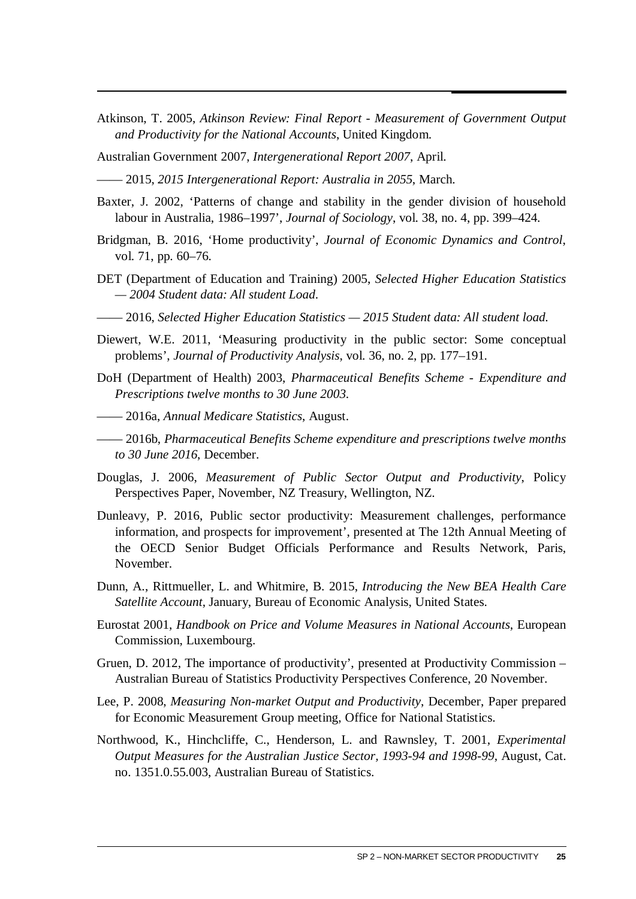Atkinson, T. 2005, *Atkinson Review: Final Report - Measurement of Government Output and Productivity for the National Accounts*, United Kingdom.

Australian Government 2007, *Intergenerational Report 2007*, April.

—— 2015, *2015 Intergenerational Report: Australia in 2055*, March.

Baxter, J. 2002, 'Patterns of change and stability in the gender division of household labour in Australia, 1986–1997', *Journal of Sociology*, vol. 38, no. 4, pp. 399–424.

Bridgman, B. 2016, 'Home productivity', *Journal of Economic Dynamics and Control*, vol. 71, pp. 60–76.

DET (Department of Education and Training) 2005, *Selected Higher Education Statistics — 2004 Student data: All student Load*.

—— 2016, *Selected Higher Education Statistics — 2015 Student data: All student load*.

Diewert, W.E. 2011, 'Measuring productivity in the public sector: Some conceptual problems', *Journal of Productivity Analysis*, vol. 36, no. 2, pp. 177–191.

DoH (Department of Health) 2003, *Pharmaceutical Benefits Scheme - Expenditure and Prescriptions twelve months to 30 June 2003*.

—— 2016a, *Annual Medicare Statistics*, August.

—— 2016b, *Pharmaceutical Benefits Scheme expenditure and prescriptions twelve months to 30 June 2016*, December.

Douglas, J. 2006, *Measurement of Public Sector Output and Productivity*, Policy Perspectives Paper, November, NZ Treasury, Wellington, NZ.

Dunleavy, P. 2016, Public sector productivity: Measurement challenges, performance information, and prospects for improvement', presented at The 12th Annual Meeting of the OECD Senior Budget Officials Performance and Results Network, Paris, November.

Dunn, A., Rittmueller, L. and Whitmire, B. 2015, *Introducing the New BEA Health Care Satellite Account*, January, Bureau of Economic Analysis, United States.

Eurostat 2001, *Handbook on Price and Volume Measures in National Accounts*, European Commission, Luxembourg.

Gruen, D. 2012, The importance of productivity', presented at Productivity Commission – Australian Bureau of Statistics Productivity Perspectives Conference, 20 November.

Lee, P. 2008, *Measuring Non-market Output and Productivity*, December, Paper prepared for Economic Measurement Group meeting, Office for National Statistics.

Northwood, K., Hinchcliffe, C., Henderson, L. and Rawnsley, T. 2001, *Experimental Output Measures for the Australian Justice Sector, 1993-94 and 1998-99*, August, Cat. no. 1351.0.55.003, Australian Bureau of Statistics.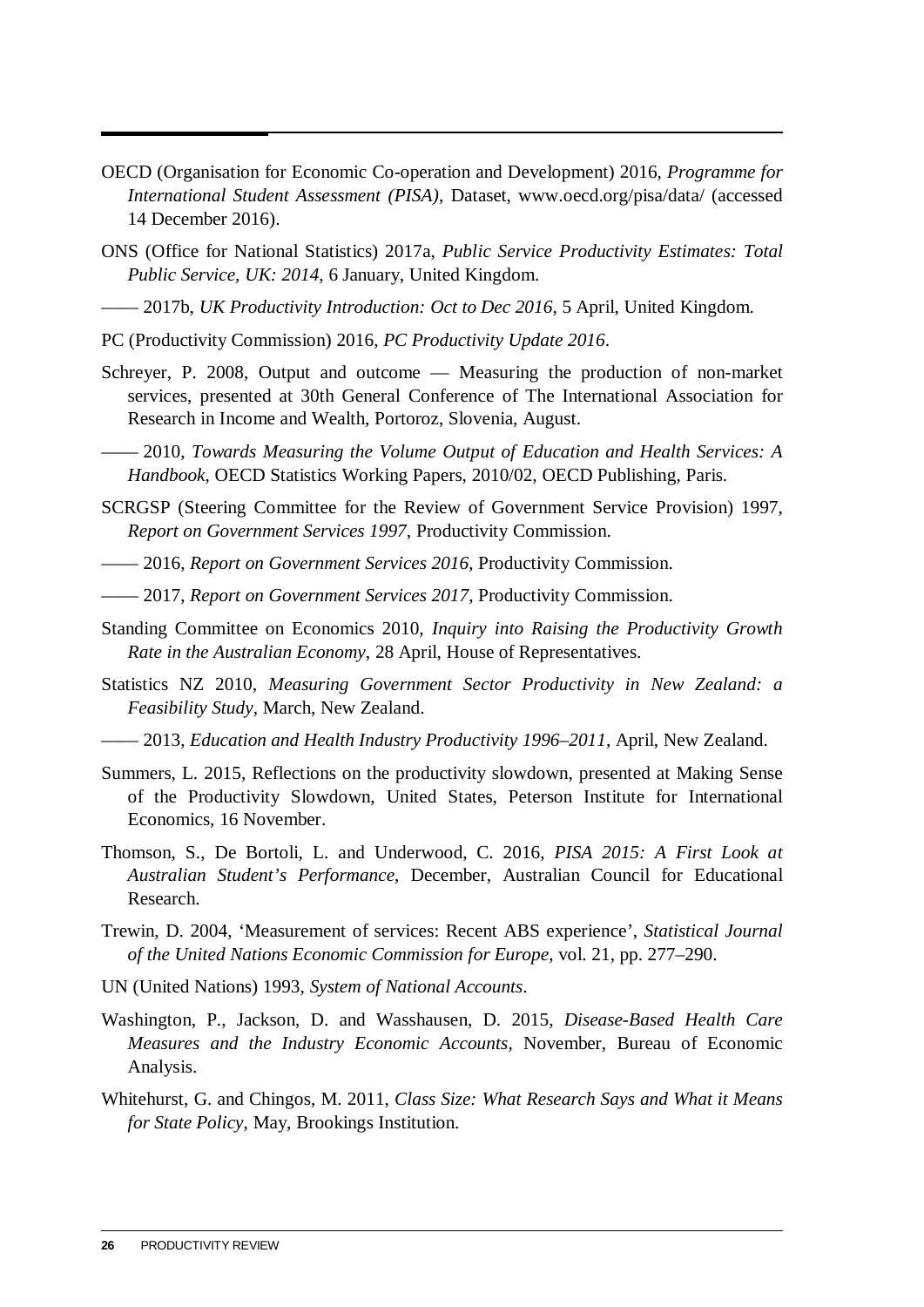OECD (Organisation for Economic Co-operation and Development) 2016, *Programme for International Student Assessment (PISA)*, Dataset, www.oecd.org/pisa/data/ (accessed 14 December 2016).

ONS (Office for National Statistics) 2017a, *Public Service Productivity Estimates: Total Public Service, UK: 2014*, 6 January, United Kingdom.

—— 2017b, *UK Productivity Introduction: Oct to Dec 2016*, 5 April, United Kingdom.

PC (Productivity Commission) 2016, *PC Productivity Update 2016*.

Schreyer, P. 2008, Output and outcome — Measuring the production of non-market services, presented at 30th General Conference of The International Association for Research in Income and Wealth, Portoroz, Slovenia, August.

—— 2010, *Towards Measuring the Volume Output of Education and Health Services: A Handbook*, OECD Statistics Working Papers, 2010/02, OECD Publishing, Paris.

SCRGSP (Steering Committee for the Review of Government Service Provision) 1997, *Report on Government Services 1997*, Productivity Commission.

—— 2016, *Report on Government Services 2016*, Productivity Commission.

—— 2017, *Report on Government Services 2017*, Productivity Commission.

Standing Committee on Economics 2010, *Inquiry into Raising the Productivity Growth Rate in the Australian Economy*, 28 April, House of Representatives.

Statistics NZ 2010, *Measuring Government Sector Productivity in New Zealand: a Feasibility Study*, March, New Zealand.

—— 2013, *Education and Health Industry Productivity 1996–2011*, April, New Zealand.

Summers, L. 2015, Reflections on the productivity slowdown, presented at Making Sense of the Productivity Slowdown, United States, Peterson Institute for International Economics, 16 November.

Thomson, S., De Bortoli, L. and Underwood, C. 2016, *PISA 2015: A First Look at Australian Student's Performance*, December, Australian Council for Educational Research.

Trewin, D. 2004, 'Measurement of services: Recent ABS experience', *Statistical Journal of the United Nations Economic Commission for Europe*, vol. 21, pp. 277–290.

UN (United Nations) 1993, *System of National Accounts*.

Washington, P., Jackson, D. and Wasshausen, D. 2015, *Disease-Based Health Care Measures and the Industry Economic Accounts*, November, Bureau of Economic Analysis.

Whitehurst, G. and Chingos, M. 2011, *Class Size: What Research Says and What it Means for State Policy*, May, Brookings Institution.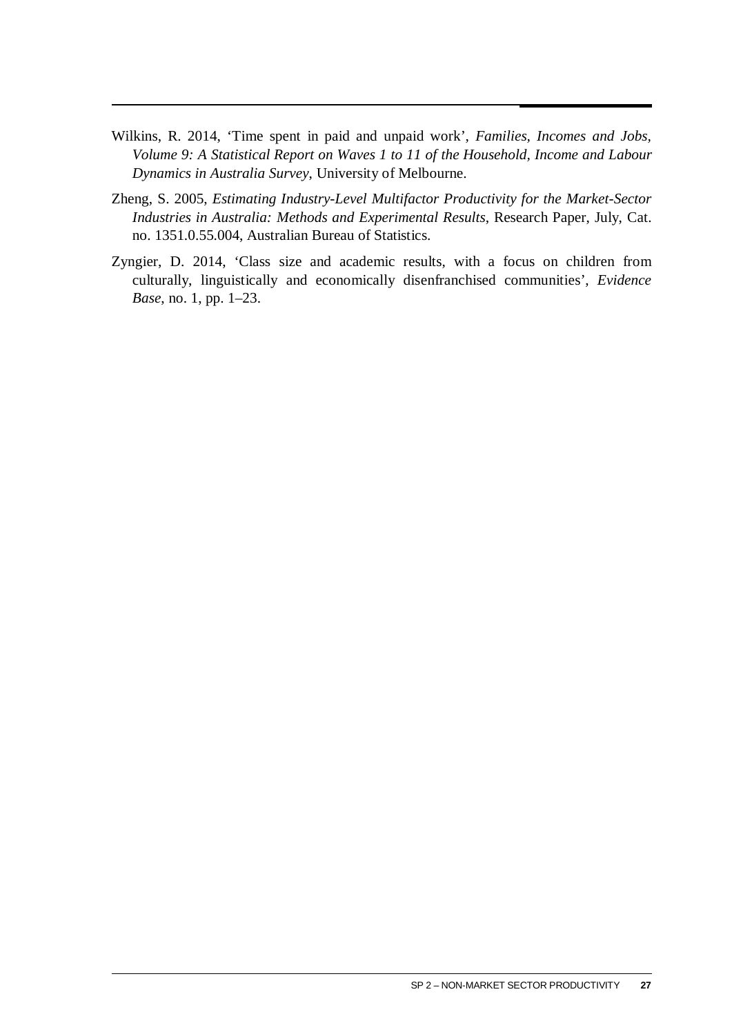Wilkins, R. 2014, 'Time spent in paid and unpaid work', *Families, Incomes and Jobs, Volume 9: A Statistical Report on Waves 1 to 11 of the Household, Income and Labour Dynamics in Australia Survey*, University of Melbourne.

Zheng, S. 2005, *Estimating Industry-Level Multifactor Productivity for the Market-Sector Industries in Australia: Methods and Experimental Results*, Research Paper, July, Cat. no. 1351.0.55.004, Australian Bureau of Statistics.

Zyngier, D. 2014, 'Class size and academic results, with a focus on children from culturally, linguistically and economically disenfranchised communities', *Evidence Base*, no. 1, pp. 1–23.